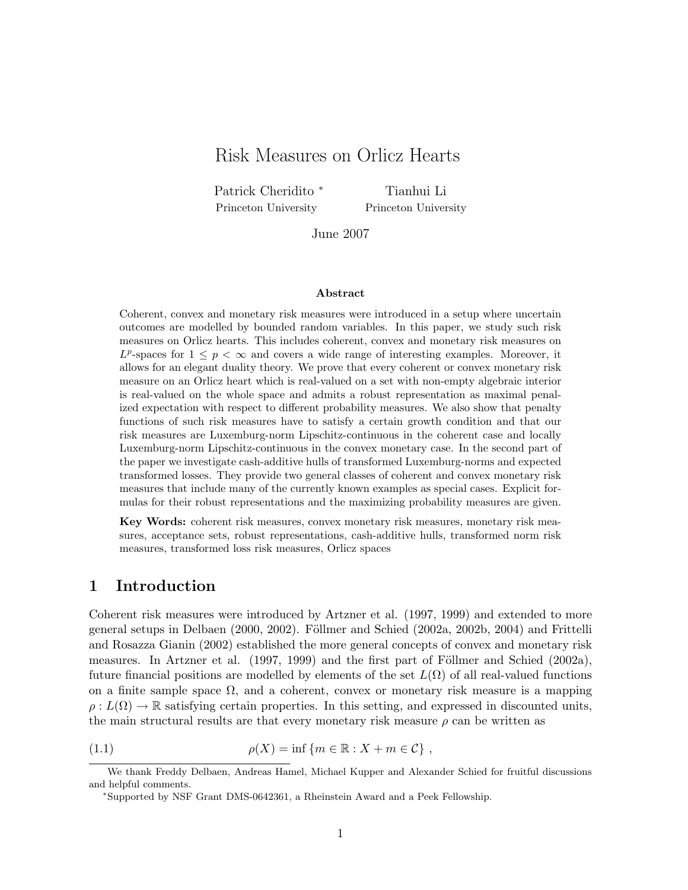# Risk Measures on Orlicz Hearts

Patrick Cheridito *
Princeton University

Tianhui Li
Princeton University

June 2007

### Abstract

Coherent, convex and monetary risk measures were introduced in a setup where uncertain outcomes are modelled by bounded random variables. In this paper, we study such risk measures on Orlicz hearts. This includes coherent, convex and monetary risk measures on $L^p$-spaces for $1 \leq p < \infty$ and covers a wide range of interesting examples. Moreover, it allows for an elegant duality theory. We prove that every coherent or convex monetary risk measure on an Orlicz heart which is real-valued on a set with non-empty algebraic interior is real-valued on the whole space and admits a robust representation as maximal penalized expectation with respect to different probability measures. We also show that penalty functions of such risk measures have to satisfy a certain growth condition and that our risk measures are Luxemburg-norm Lipschitz-continuous in the coherent case and locally Luxemburg-norm Lipschitz-continuous in the convex monetary case. In the second part of the paper we investigate cash-additive hulls of transformed Luxemburg-norms and expected transformed losses. They provide two general classes of coherent and convex monetary risk measures that include many of the currently known examples as special cases. Explicit formulas for their robust representations and the maximizing probability measures are given.

**Key Words:** coherent risk measures, convex monetary risk measures, monetary risk measures, acceptance sets, robust representations, cash-additive hulls, transformed norm risk measures, transformed loss risk measures, Orlicz spaces

## 1 Introduction

Coherent risk measures were introduced by Artzner et al. (1997, 1999) and extended to more general setups in Delbaen (2000, 2002). Föllmer and Schied (2002a, 2002b, 2004) and Frittelli and Rosazza Gianin (2002) established the more general concepts of convex and monetary risk measures. In Artzner et al. (1997, 1999) and the first part of Föllmer and Schied (2002a), future financial positions are modelled by elements of the set $L(\Omega)$ of all real-valued functions on a finite sample space $\Omega$, and a coherent, convex or monetary risk measure is a mapping $\rho : L(\Omega) \to \mathbb{R}$ satisfying certain properties. In this setting, and expressed in discounted units, the main structural results are that every monetary risk measure $\rho$ can be written as

$$\rho(X) = \inf \{m \in \mathbb{R} : X + m \in \mathcal{C}\} \ , \tag{1.1}$$

---

We thank Freddy Delbaen, Andreas Hamel, Michael Kupper and Alexander Schied for fruitful discussions and helpful comments.

*Supported by NSF Grant DMS-0642361, a Rheinstein Award and a Peek Fellowship.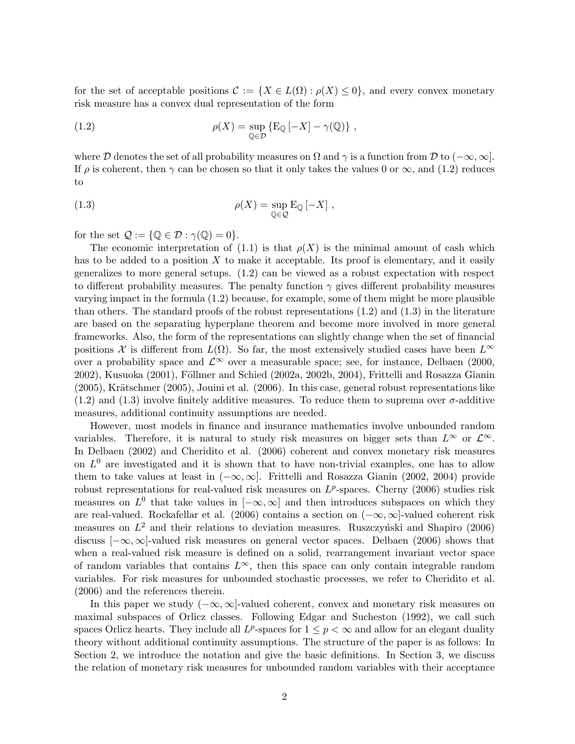for the set of acceptable positions $\mathcal{C} := \{X \in L(\Omega) : \rho(X) \leq 0\}$, and every convex monetary risk measure has a convex dual representation of the form

$$\rho(X) = \sup_{\mathbb{Q} \in \mathcal{D}} \left\{ \mathrm{E}_{\mathbb{Q}}\left[-X\right] - \gamma(\mathbb{Q}) \right\} , \tag{1.2}$$

where $\mathcal{D}$ denotes the set of all probability measures on $\Omega$ and $\gamma$ is a function from $\mathcal{D}$ to $(-\infty, \infty]$. If $\rho$ is coherent, then $\gamma$ can be chosen so that it only takes the values 0 or $\infty$, and (1.2) reduces to

$$\rho(X) = \sup_{\mathbb{Q} \in \mathcal{Q}} \mathrm{E}_{\mathbb{Q}}\left[-X\right] , \tag{1.3}$$

for the set $\mathcal{Q} := \{\mathbb{Q} \in \mathcal{D} : \gamma(\mathbb{Q}) = 0\}$.

The economic interpretation of (1.1) is that $\rho(X)$ is the minimal amount of cash which has to be added to a position $X$ to make it acceptable. Its proof is elementary, and it easily generalizes to more general setups. (1.2) can be viewed as a robust expectation with respect to different probability measures. The penalty function $\gamma$ gives different probability measures varying impact in the formula (1.2) because, for example, some of them might be more plausible than others. The standard proofs of the robust representations (1.2) and (1.3) in the literature are based on the separating hyperplane theorem and become more involved in more general frameworks. Also, the form of the representations can slightly change when the set of financial positions $\mathcal{X}$ is different from $L(\Omega)$. So far, the most extensively studied cases have been $L^\infty$ over a probability space and $\mathcal{L}^\infty$ over a measurable space; see, for instance, Delbaen (2000, 2002), Kusuoka (2001), Föllmer and Schied (2002a, 2002b, 2004), Frittelli and Rosazza Gianin (2005), Krätschmer (2005), Jouini et al. (2006). In this case, general robust representations like (1.2) and (1.3) involve finitely additive measures. To reduce them to suprema over $\sigma$-additive measures, additional continuity assumptions are needed.

However, most models in finance and insurance mathematics involve unbounded random variables. Therefore, it is natural to study risk measures on bigger sets than $L^\infty$ or $\mathcal{L}^\infty$. In Delbaen (2002) and Cheridito et al. (2006) coherent and convex monetary risk measures on $L^0$ are investigated and it is shown that to have non-trivial examples, one has to allow them to take values at least in $(-\infty, \infty]$. Frittelli and Rosazza Gianin (2002, 2004) provide robust representations for real-valued risk measures on $L^p$-spaces. Cherny (2006) studies risk measures on $L^0$ that take values in $[-\infty, \infty]$ and then introduces subspaces on which they are real-valued. Rockafellar et al. (2006) contains a section on $(-\infty, \infty]$-valued coherent risk measures on $L^2$ and their relations to deviation measures. Ruszczyński and Shapiro (2006) discuss $[-\infty, \infty]$-valued risk measures on general vector spaces. Delbaen (2006) shows that when a real-valued risk measure is defined on a solid, rearrangement invariant vector space of random variables that contains $L^\infty$, then this space can only contain integrable random variables. For risk measures for unbounded stochastic processes, we refer to Cheridito et al. (2006) and the references therein.

In this paper we study $(-\infty, \infty]$-valued coherent, convex and monetary risk measures on maximal subspaces of Orlicz classes. Following Edgar and Sucheston (1992), we call such spaces Orlicz hearts. They include all $L^p$-spaces for $1 \leq p < \infty$ and allow for an elegant duality theory without additional continuity assumptions. The structure of the paper is as follows: In Section 2, we introduce the notation and give the basic definitions. In Section 3, we discuss the relation of monetary risk measures for unbounded random variables with their acceptance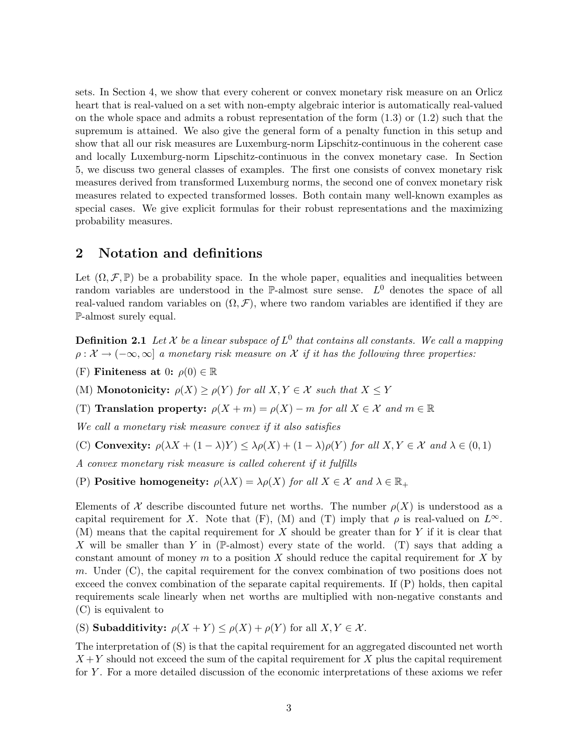sets. In Section 4, we show that every coherent or convex monetary risk measure on an Orlicz heart that is real-valued on a set with non-empty algebraic interior is automatically real-valued on the whole space and admits a robust representation of the form (1.3) or (1.2) such that the supremum is attained. We also give the general form of a penalty function in this setup and show that all our risk measures are Luxemburg-norm Lipschitz-continuous in the coherent case and locally Luxemburg-norm Lipschitz-continuous in the convex monetary case. In Section 5, we discuss two general classes of examples. The first one consists of convex monetary risk measures derived from transformed Luxemburg norms, the second one of convex monetary risk measures related to expected transformed losses. Both contain many well-known examples as special cases. We give explicit formulas for their robust representations and the maximizing probability measures.

## 2 Notation and definitions

Let $(\Omega, \mathcal{F}, \mathbb{P})$ be a probability space. In the whole paper, equalities and inequalities between random variables are understood in the $\mathbb{P}$-almost sure sense. $L^0$ denotes the space of all real-valued random variables on $(\Omega, \mathcal{F})$, where two random variables are identified if they are $\mathbb{P}$-almost surely equal.

**Definition 2.1** *Let $\mathcal{X}$ be a linear subspace of $L^0$ that contains all constants. We call a mapping $\rho : \mathcal{X} \to (-\infty, \infty]$ a monetary risk measure on $\mathcal{X}$ if it has the following three properties:*

(F) **Finiteness at 0:** $\rho(0) \in \mathbb{R}$

(M) **Monotonicity:** $\rho(X) \geq \rho(Y)$ *for all* $X, Y \in \mathcal{X}$ *such that* $X \leq Y$

(T) **Translation property:** $\rho(X + m) = \rho(X) - m$ *for all* $X \in \mathcal{X}$ *and* $m \in \mathbb{R}$

*We call a monetary risk measure convex if it also satisfies*

(C) **Convexity:** $\rho(\lambda X + (1-\lambda)Y) \leq \lambda \rho(X) + (1-\lambda)\rho(Y)$ *for all* $X, Y \in \mathcal{X}$ *and* $\lambda \in (0, 1)$

*A convex monetary risk measure is called coherent if it fulfills*

(P) **Positive homogeneity:** $\rho(\lambda X) = \lambda \rho(X)$ *for all* $X \in \mathcal{X}$ *and* $\lambda \in \mathbb{R}_+$

Elements of $\mathcal{X}$ describe discounted future net worths. The number $\rho(X)$ is understood as a capital requirement for $X$. Note that (F), (M) and (T) imply that $\rho$ is real-valued on $L^\infty$. (M) means that the capital requirement for $X$ should be greater than for $Y$ if it is clear that $X$ will be smaller than $Y$ in ($\mathbb{P}$-almost) every state of the world. (T) says that adding a constant amount of money $m$ to a position $X$ should reduce the capital requirement for $X$ by $m$. Under (C), the capital requirement for the convex combination of two positions does not exceed the convex combination of the separate capital requirements. If (P) holds, then capital requirements scale linearly when net worths are multiplied with non-negative constants and (C) is equivalent to

(S) **Subadditivity:** $\rho(X + Y) \leq \rho(X) + \rho(Y)$ for all $X, Y \in \mathcal{X}$.

The interpretation of (S) is that the capital requirement for an aggregated discounted net worth $X+Y$ should not exceed the sum of the capital requirement for $X$ plus the capital requirement for $Y$. For a more detailed discussion of the economic interpretations of these axioms we refer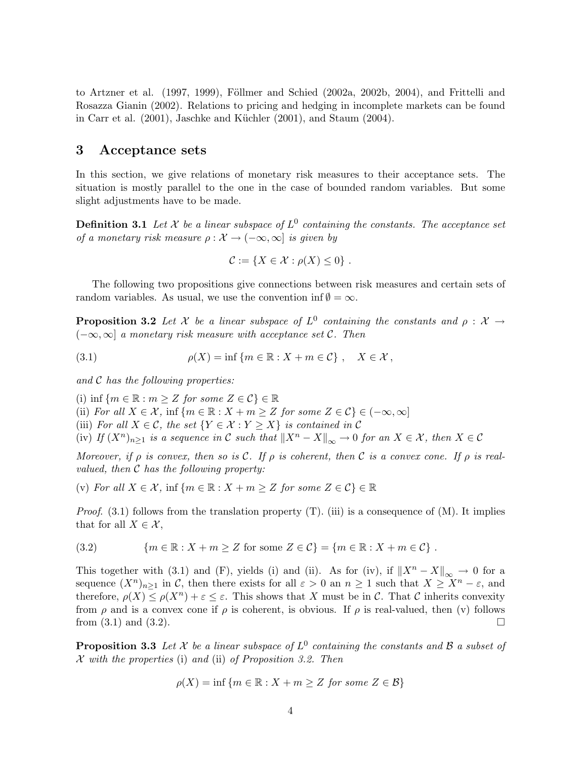to Artzner et al. (1997, 1999), Föllmer and Schied (2002a, 2002b, 2004), and Frittelli and Rosazza Gianin (2002). Relations to pricing and hedging in incomplete markets can be found in Carr et al. (2001), Jaschke and Küchler (2001), and Staum (2004).

## 3 Acceptance sets

In this section, we give relations of monetary risk measures to their acceptance sets. The situation is mostly parallel to the one in the case of bounded random variables. But some slight adjustments have to be made.

**Definition 3.1** *Let $\mathcal{X}$ be a linear subspace of $L^0$ containing the constants. The acceptance set of a monetary risk measure $\rho : \mathcal{X} \to (-\infty, \infty]$ is given by*

$$\mathcal{C} := \{X \in \mathcal{X} : \rho(X) \leq 0\} .$$

The following two propositions give connections between risk measures and certain sets of random variables. As usual, we use the convention $\inf \emptyset = \infty$.

**Proposition 3.2** *Let $\mathcal{X}$ be a linear subspace of $L^0$ containing the constants and $\rho : \mathcal{X} \to (-\infty, \infty]$ a monetary risk measure with acceptance set $\mathcal{C}$. Then*

$$\rho(X) = \inf \{m \in \mathbb{R} : X + m \in \mathcal{C}\} , \quad X \in \mathcal{X} , \tag{3.1}$$

*and $\mathcal{C}$ has the following properties:*

(i) $\inf \{m \in \mathbb{R} : m \geq Z \text{ for some } Z \in \mathcal{C}\} \in \mathbb{R}$
(ii) *For all $X \in \mathcal{X}$,* $\inf \{m \in \mathbb{R} : X + m \geq Z \text{ for some } Z \in \mathcal{C}\} \in (-\infty, \infty]$
(iii) *For all $X \in \mathcal{C}$, the set $\{Y \in \mathcal{X} : Y \geq X\}$ is contained in $\mathcal{C}$*
(iv) *If $(X^n)_{n \geq 1}$ is a sequence in $\mathcal{C}$ such that $\|X^n - X\|_\infty \to 0$ for an $X \in \mathcal{X}$, then $X \in \mathcal{C}$*

*Moreover, if $\rho$ is convex, then so is $\mathcal{C}$. If $\rho$ is coherent, then $\mathcal{C}$ is a convex cone. If $\rho$ is real-valued, then $\mathcal{C}$ has the following property:*

(v) *For all $X \in \mathcal{X}$,* $\inf \{m \in \mathbb{R} : X + m \geq Z \text{ for some } Z \in \mathcal{C}\} \in \mathbb{R}$

*Proof.* (3.1) follows from the translation property (T). (iii) is a consequence of (M). It implies that for all $X \in \mathcal{X}$,

$$\{m \in \mathbb{R} : X + m \geq Z \text{ for some } Z \in \mathcal{C}\} = \{m \in \mathbb{R} : X + m \in \mathcal{C}\} . \tag{3.2}$$

This together with (3.1) and (F), yields (i) and (ii). As for (iv), if $\|X^n - X\|_\infty \to 0$ for a sequence $(X^n)_{n \geq 1}$ in $\mathcal{C}$, then there exists for all $\varepsilon > 0$ an $n \geq 1$ such that $X \geq X^n - \varepsilon$, and therefore, $\rho(X) \leq \rho(X^n) + \varepsilon \leq \varepsilon$. This shows that $X$ must be in $\mathcal{C}$. That $\mathcal{C}$ inherits convexity from $\rho$ and is a convex cone if $\rho$ is coherent, is obvious. If $\rho$ is real-valued, then (v) follows from (3.1) and (3.2). $\square$

**Proposition 3.3** *Let $\mathcal{X}$ be a linear subspace of $L^0$ containing the constants and $\mathcal{B}$ a subset of $\mathcal{X}$ with the properties* (i) *and* (ii) *of Proposition 3.2. Then*

$$\rho(X) = \inf \{m \in \mathbb{R} : X + m \geq Z \text{ for some } Z \in \mathcal{B}\}$$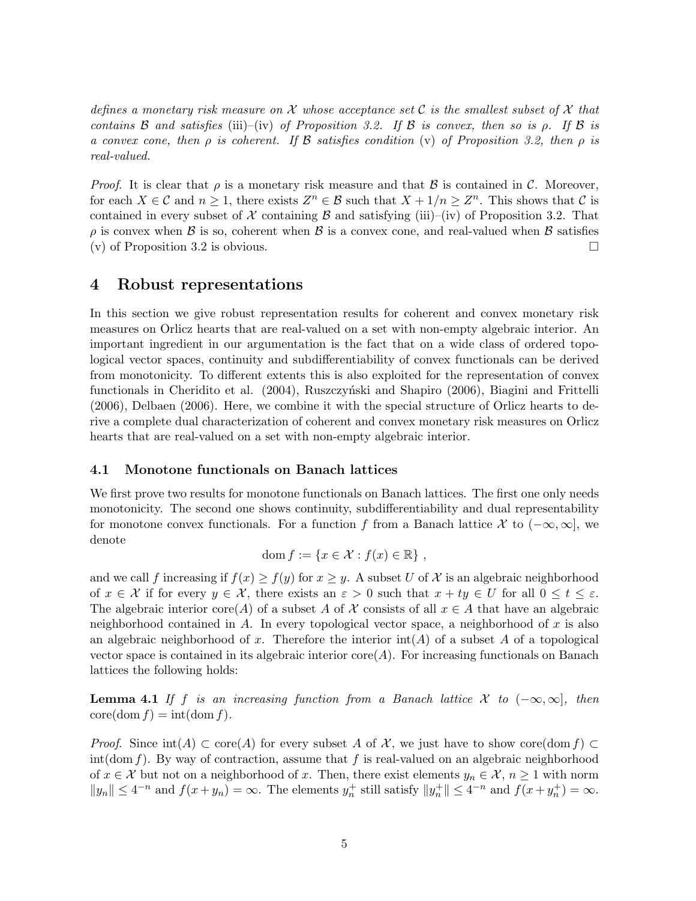*defines a monetary risk measure on $\mathcal{X}$ whose acceptance set $\mathcal{C}$ is the smallest subset of $\mathcal{X}$ that contains $\mathcal{B}$ and satisfies* (iii)–(iv) *of Proposition 3.2. If $\mathcal{B}$ is convex, then so is $\rho$. If $\mathcal{B}$ is a convex cone, then $\rho$ is coherent. If $\mathcal{B}$ satisfies condition* (v) *of Proposition 3.2, then $\rho$ is real-valued.*

*Proof.* It is clear that $\rho$ is a monetary risk measure and that $\mathcal{B}$ is contained in $\mathcal{C}$. Moreover, for each $X \in \mathcal{C}$ and $n \geq 1$, there exists $Z^n \in \mathcal{B}$ such that $X + 1/n \geq Z^n$. This shows that $\mathcal{C}$ is contained in every subset of $\mathcal{X}$ containing $\mathcal{B}$ and satisfying (iii)–(iv) of Proposition 3.2. That $\rho$ is convex when $\mathcal{B}$ is so, coherent when $\mathcal{B}$ is a convex cone, and real-valued when $\mathcal{B}$ satisfies (v) of Proposition 3.2 is obvious. □

# 4 Robust representations

In this section we give robust representation results for coherent and convex monetary risk measures on Orlicz hearts that are real-valued on a set with non-empty algebraic interior. An important ingredient in our argumentation is the fact that on a wide class of ordered topological vector spaces, continuity and subdifferentiability of convex functionals can be derived from monotonicity. To different extents this is also exploited for the representation of convex functionals in Cheridito et al. (2004), Ruszczyński and Shapiro (2006), Biagini and Frittelli (2006), Delbaen (2006). Here, we combine it with the special structure of Orlicz hearts to derive a complete dual characterization of coherent and convex monetary risk measures on Orlicz hearts that are real-valued on a set with non-empty algebraic interior.

## 4.1 Monotone functionals on Banach lattices

We first prove two results for monotone functionals on Banach lattices. The first one only needs monotonicity. The second one shows continuity, subdifferentiability and dual representability for monotone convex functionals. For a function $f$ from a Banach lattice $\mathcal{X}$ to $(-\infty, \infty]$, we denote

$$\operatorname{dom} f := \{x \in \mathcal{X} : f(x) \in \mathbb{R}\} ,$$

and we call $f$ increasing if $f(x) \geq f(y)$ for $x \geq y$. A subset $U$ of $\mathcal{X}$ is an algebraic neighborhood of $x \in \mathcal{X}$ if for every $y \in \mathcal{X}$, there exists an $\varepsilon > 0$ such that $x + ty \in U$ for all $0 \leq t \leq \varepsilon$. The algebraic interior $\operatorname{core}(A)$ of a subset $A$ of $\mathcal{X}$ consists of all $x \in A$ that have an algebraic neighborhood contained in $A$. In every topological vector space, a neighborhood of $x$ is also an algebraic neighborhood of $x$. Therefore the interior $\operatorname{int}(A)$ of a subset $A$ of a topological vector space is contained in its algebraic interior $\operatorname{core}(A)$. For increasing functionals on Banach lattices the following holds:

**Lemma 4.1** *If $f$ is an increasing function from a Banach lattice $\mathcal{X}$ to $(-\infty, \infty]$, then $\operatorname{core}(\operatorname{dom} f) = \operatorname{int}(\operatorname{dom} f)$.*

*Proof.* Since $\operatorname{int}(A) \subset \operatorname{core}(A)$ for every subset $A$ of $\mathcal{X}$, we just have to show $\operatorname{core}(\operatorname{dom} f) \subset \operatorname{int}(\operatorname{dom} f)$. By way of contraction, assume that $f$ is real-valued on an algebraic neighborhood of $x \in \mathcal{X}$ but not on a neighborhood of $x$. Then, there exist elements $y_n \in \mathcal{X}$, $n \geq 1$ with norm $\|y_n\| \leq 4^{-n}$ and $f(x + y_n) = \infty$. The elements $y_n^+$ still satisfy $\|y_n^+\| \leq 4^{-n}$ and $f(x + y_n^+) = \infty$.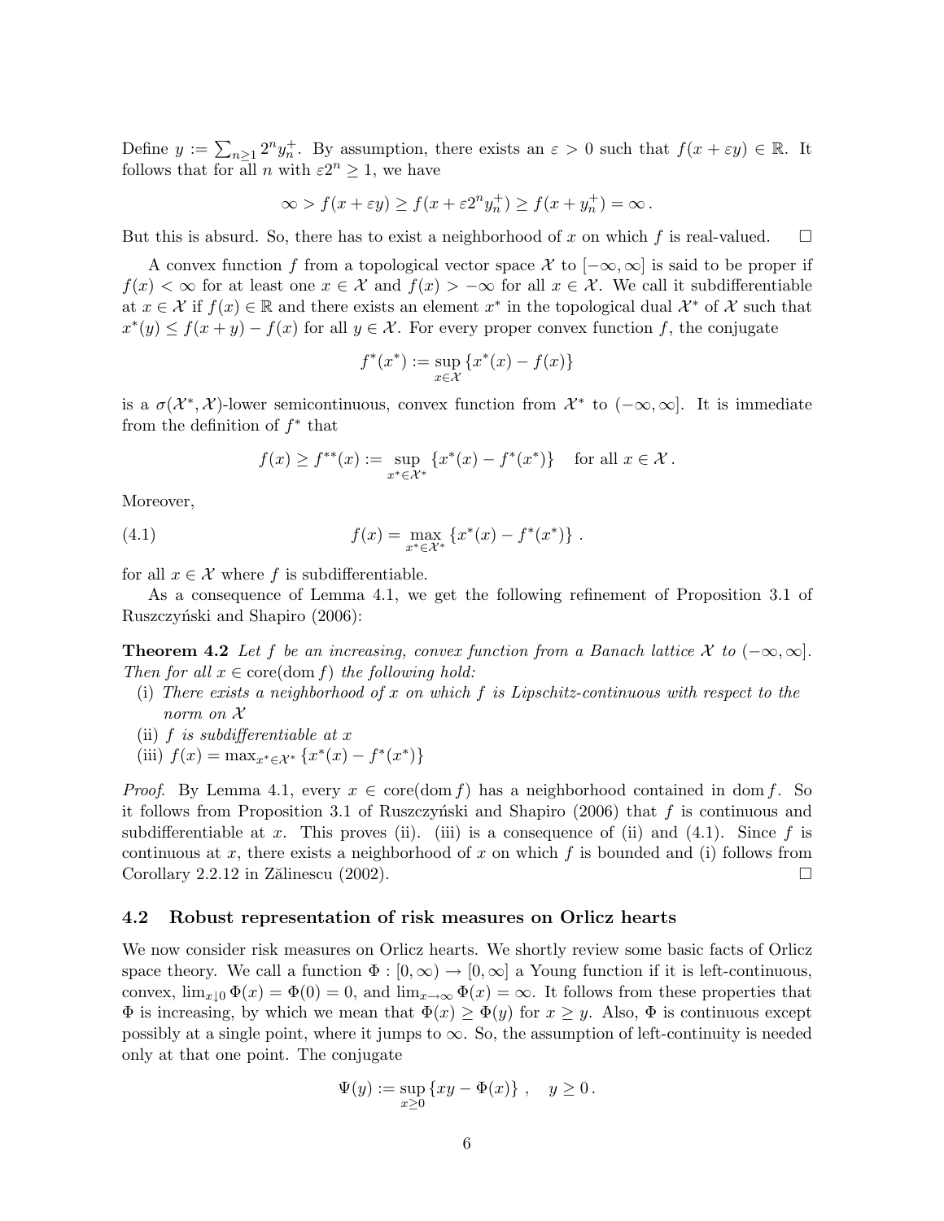Define $y := \sum_{n \geq 1} 2^n y_n^+$. By assumption, there exists an $\varepsilon > 0$ such that $f(x + \varepsilon y) \in \mathbb{R}$. It follows that for all $n$ with $\varepsilon 2^n \geq 1$, we have

$$\infty > f(x + \varepsilon y) \geq f(x + \varepsilon 2^n y_n^+) \geq f(x + y_n^+) = \infty \,.$$

But this is absurd. So, there has to exist a neighborhood of $x$ on which $f$ is real-valued. $\square$

A convex function $f$ from a topological vector space $\mathcal{X}$ to $[-\infty, \infty]$ is said to be proper if $f(x) < \infty$ for at least one $x \in \mathcal{X}$ and $f(x) > -\infty$ for all $x \in \mathcal{X}$. We call it subdifferentiable at $x \in \mathcal{X}$ if $f(x) \in \mathbb{R}$ and there exists an element $x^*$ in the topological dual $\mathcal{X}^*$ of $\mathcal{X}$ such that $x^*(y) \leq f(x+y) - f(x)$ for all $y \in \mathcal{X}$. For every proper convex function $f$, the conjugate

$$f^*(x^*) := \sup_{x \in \mathcal{X}} \{x^*(x) - f(x)\}$$

is a $\sigma(\mathcal{X}^*, \mathcal{X})$-lower semicontinuous, convex function from $\mathcal{X}^*$ to $(-\infty, \infty]$. It is immediate from the definition of $f^*$ that

$$f(x) \geq f^{**}(x) := \sup_{x^* \in \mathcal{X}^*} \{x^*(x) - f^*(x^*)\} \quad \text{for all } x \in \mathcal{X} \,.$$

Moreover,

$$f(x) = \max_{x^* \in \mathcal{X}^*} \{x^*(x) - f^*(x^*)\} \,. \tag{4.1}$$

for all $x \in \mathcal{X}$ where $f$ is subdifferentiable.

As a consequence of Lemma 4.1, we get the following refinement of Proposition 3.1 of Ruszczyński and Shapiro (2006):

**Theorem 4.2** *Let $f$ be an increasing, convex function from a Banach lattice $\mathcal{X}$ to $(-\infty, \infty]$. Then for all $x \in \operatorname{core}(\operatorname{dom} f)$ the following hold:*

(i) *There exists a neighborhood of $x$ on which $f$ is Lipschitz-continuous with respect to the norm on $\mathcal{X}$*

(ii) *$f$ is subdifferentiable at $x$*

(iii) *$f(x) = \max_{x^* \in \mathcal{X}^*} \{x^*(x) - f^*(x^*)\}$*

*Proof.* By Lemma 4.1, every $x \in \operatorname{core}(\operatorname{dom} f)$ has a neighborhood contained in $\operatorname{dom} f$. So it follows from Proposition 3.1 of Ruszczyński and Shapiro (2006) that $f$ is continuous and subdifferentiable at $x$. This proves (ii). (iii) is a consequence of (ii) and (4.1). Since $f$ is continuous at $x$, there exists a neighborhood of $x$ on which $f$ is bounded and (i) follows from Corollary 2.2.12 in Zălinescu (2002). $\square$

### 4.2 Robust representation of risk measures on Orlicz hearts

We now consider risk measures on Orlicz hearts. We shortly review some basic facts of Orlicz space theory. We call a function $\Phi : [0, \infty) \to [0, \infty]$ a Young function if it is left-continuous, convex, $\lim_{x \downarrow 0} \Phi(x) = \Phi(0) = 0$, and $\lim_{x \to \infty} \Phi(x) = \infty$. It follows from these properties that $\Phi$ is increasing, by which we mean that $\Phi(x) \geq \Phi(y)$ for $x \geq y$. Also, $\Phi$ is continuous except possibly at a single point, where it jumps to $\infty$. So, the assumption of left-continuity is needed only at that one point. The conjugate

$$\Psi(y) := \sup_{x \geq 0} \{xy - \Phi(x)\} \,, \quad y \geq 0 \,.$$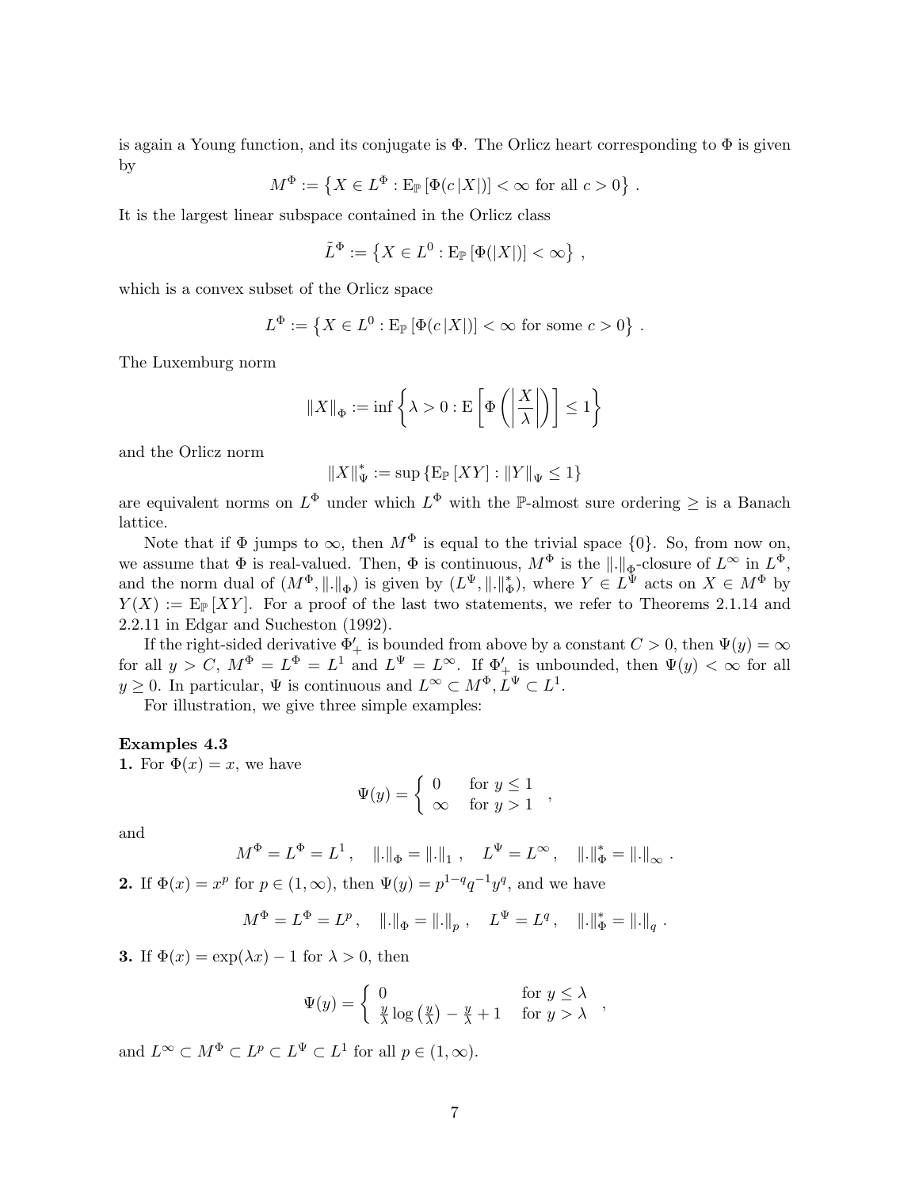is again a Young function, and its conjugate is $\Phi$. The Orlicz heart corresponding to $\Phi$ is given by

$$M^\Phi := \left\{ X \in L^\Phi : \mathrm{E}_\mathbb{P}\left[\Phi(c\,|X|)\right] < \infty \text{ for all } c > 0 \right\} .$$

It is the largest linear subspace contained in the Orlicz class

$$\tilde{L}^\Phi := \left\{ X \in L^0 : \mathrm{E}_\mathbb{P}\left[\Phi(|X|)\right] < \infty \right\} ,$$

which is a convex subset of the Orlicz space

$$L^\Phi := \left\{ X \in L^0 : \mathrm{E}_\mathbb{P}\left[\Phi(c\,|X|)\right] < \infty \text{ for some } c > 0 \right\} .$$

The Luxemburg norm

$$\|X\|_\Phi := \inf\left\{ \lambda > 0 : \mathrm{E}\left[\Phi\left(\left|\frac{X}{\lambda}\right|\right)\right] \le 1 \right\}$$

and the Orlicz norm

$$\|X\|_\Psi^* := \sup\left\{ \mathrm{E}_\mathbb{P}\left[XY\right] : \|Y\|_\Psi \le 1 \right\}$$

are equivalent norms on $L^\Phi$ under which $L^\Phi$ with the $\mathbb{P}$-almost sure ordering $\ge$ is a Banach lattice.

Note that if $\Phi$ jumps to $\infty$, then $M^\Phi$ is equal to the trivial space $\{0\}$. So, from now on, we assume that $\Phi$ is real-valued. Then, $\Phi$ is continuous, $M^\Phi$ is the $\|.\|_\Phi$-closure of $L^\infty$ in $L^\Phi$, and the norm dual of $(M^\Phi, \|.\|_\Phi)$ is given by $(L^\Psi, \|.\|_\Phi^*)$, where $Y \in L^\Psi$ acts on $X \in M^\Phi$ by $Y(X) := \mathrm{E}_\mathbb{P}\left[XY\right]$. For a proof of the last two statements, we refer to Theorems 2.1.14 and 2.2.11 in Edgar and Sucheston (1992).

If the right-sided derivative $\Phi'_+$ is bounded from above by a constant $C > 0$, then $\Psi(y) = \infty$ for all $y > C$, $M^\Phi = L^\Phi = L^1$ and $L^\Psi = L^\infty$. If $\Phi'_+$ is unbounded, then $\Psi(y) < \infty$ for all $y \ge 0$. In particular, $\Psi$ is continuous and $L^\infty \subset M^\Phi, L^\Psi \subset L^1$.

For illustration, we give three simple examples:

**Examples 4.3**

**1.** For $\Phi(x) = x$, we have

$$\Psi(y) = \begin{cases} 0 & \text{for } y \le 1 \\ \infty & \text{for } y > 1 \end{cases} ,$$

and

$$M^\Phi = L^\Phi = L^1 , \quad \|.\|_\Phi = \|.\|_1 , \quad L^\Psi = L^\infty , \quad \|.\|_\Phi^* = \|.\|_\infty .$$

**2.** If $\Phi(x) = x^p$ for $p \in (1, \infty)$, then $\Psi(y) = p^{1-q} q^{-1} y^q$, and we have

$$M^\Phi = L^\Phi = L^p , \quad \|.\|_\Phi = \|.\|_p , \quad L^\Psi = L^q , \quad \|.\|_\Phi^* = \|.\|_q .$$

**3.** If $\Phi(x) = \exp(\lambda x) - 1$ for $\lambda > 0$, then

$$\Psi(y) = \begin{cases} 0 & \text{for } y \le \lambda \\ \frac{y}{\lambda}\log\left(\frac{y}{\lambda}\right) - \frac{y}{\lambda} + 1 & \text{for } y > \lambda \end{cases} ,$$

and $L^\infty \subset M^\Phi \subset L^p \subset L^\Psi \subset L^1$ for all $p \in (1, \infty)$.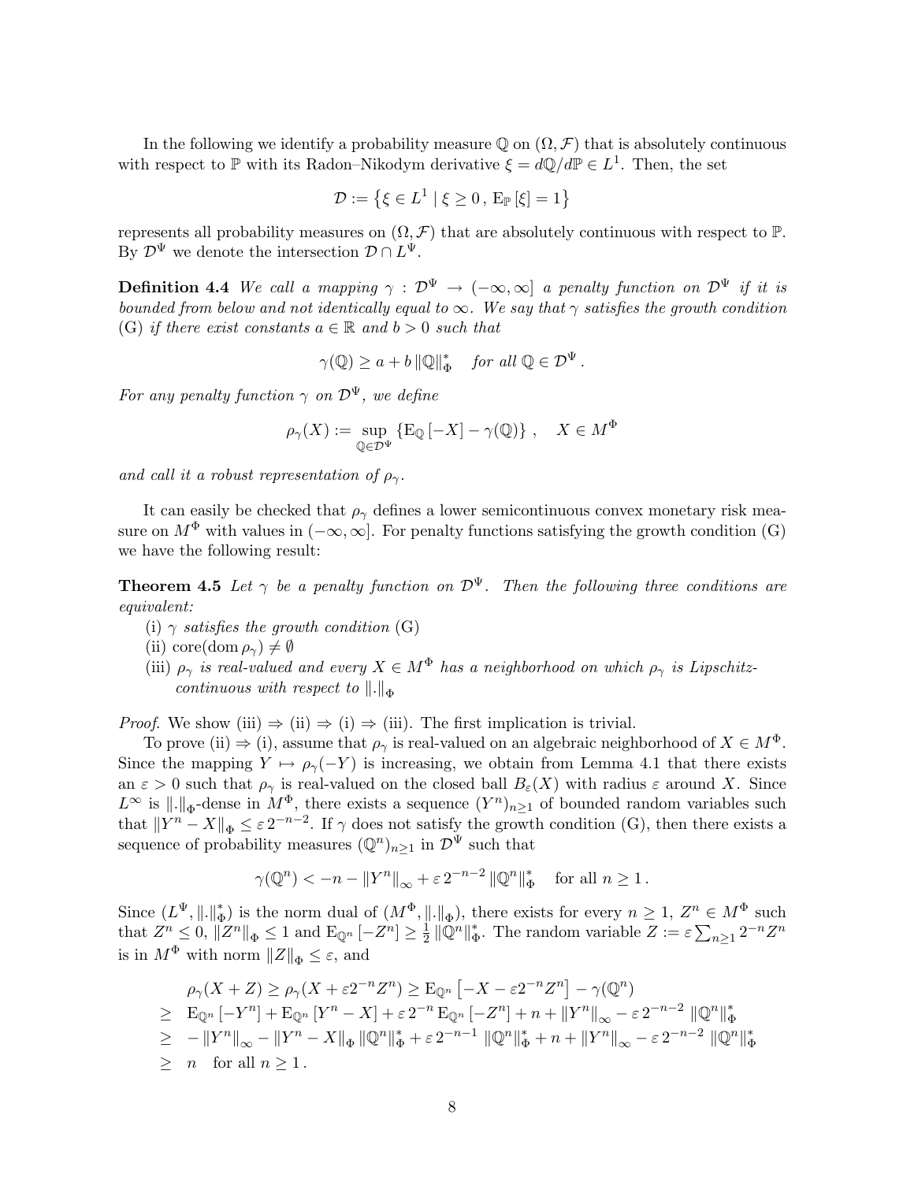In the following we identify a probability measure $\mathbb{Q}$ on $(\Omega, \mathcal{F})$ that is absolutely continuous with respect to $\mathbb{P}$ with its Radon–Nikodym derivative $\xi = d\mathbb{Q}/d\mathbb{P} \in L^1$. Then, the set

$$\mathcal{D} := \left\{ \xi \in L^1 \mid \xi \geq 0 \,, \, \mathrm{E}_{\mathbb{P}}\left[\xi\right] = 1 \right\}$$

represents all probability measures on $(\Omega, \mathcal{F})$ that are absolutely continuous with respect to $\mathbb{P}$. By $\mathcal{D}^\Psi$ we denote the intersection $\mathcal{D} \cap L^\Psi$.

**Definition 4.4** *We call a mapping $\gamma : \mathcal{D}^\Psi \to (-\infty, \infty]$ a penalty function on $\mathcal{D}^\Psi$ if it is bounded from below and not identically equal to $\infty$. We say that $\gamma$ satisfies the growth condition* (G) *if there exist constants $a \in \mathbb{R}$ and $b > 0$ such that*

$$\gamma(\mathbb{Q}) \geq a + b \left\| \mathbb{Q} \right\|^*_\Phi \quad \text{for all } \mathbb{Q} \in \mathcal{D}^\Psi \,.$$

*For any penalty function $\gamma$ on $\mathcal{D}^\Psi$, we define*

$$\rho_\gamma(X) := \sup_{\mathbb{Q} \in \mathcal{D}^\Psi} \left\{ \mathrm{E}_{\mathbb{Q}}\left[-X\right] - \gamma(\mathbb{Q}) \right\} \,, \quad X \in M^\Phi$$

*and call it a robust representation of $\rho_\gamma$.*

It can easily be checked that $\rho_\gamma$ defines a lower semicontinuous convex monetary risk measure on $M^\Phi$ with values in $(-\infty, \infty]$. For penalty functions satisfying the growth condition (G) we have the following result:

**Theorem 4.5** *Let $\gamma$ be a penalty function on $\mathcal{D}^\Psi$. Then the following three conditions are equivalent:*

(i) *$\gamma$ satisfies the growth condition* (G)

(ii) $\operatorname{core}(\operatorname{dom} \rho_\gamma) \neq \emptyset$

(iii) *$\rho_\gamma$ is real-valued and every $X \in M^\Phi$ has a neighborhood on which $\rho_\gamma$ is Lipschitz-continuous with respect to $\|.\|_\Phi$*

*Proof.* We show (iii) $\Rightarrow$ (ii) $\Rightarrow$ (i) $\Rightarrow$ (iii). The first implication is trivial.

To prove (ii) $\Rightarrow$ (i), assume that $\rho_\gamma$ is real-valued on an algebraic neighborhood of $X \in M^\Phi$. Since the mapping $Y \mapsto \rho_\gamma(-Y)$ is increasing, we obtain from Lemma 4.1 that there exists an $\varepsilon > 0$ such that $\rho_\gamma$ is real-valued on the closed ball $B_\varepsilon(X)$ with radius $\varepsilon$ around $X$. Since $L^\infty$ is $\|.\|_\Phi$-dense in $M^\Phi$, there exists a sequence $(Y^n)_{n \geq 1}$ of bounded random variables such that $\|Y^n - X\|_\Phi \leq \varepsilon\, 2^{-n-2}$. If $\gamma$ does not satisfy the growth condition (G), then there exists a sequence of probability measures $(\mathbb{Q}^n)_{n \geq 1}$ in $\mathcal{D}^\Psi$ such that

$$\gamma(\mathbb{Q}^n) < -n - \|Y^n\|_\infty + \varepsilon\, 2^{-n-2} \left\| \mathbb{Q}^n \right\|^*_\Phi \quad \text{for all } n \geq 1 \,.$$

Since $(L^\Psi, \|.\|^*_\Phi)$ is the norm dual of $(M^\Phi, \|.\|_\Phi)$, there exists for every $n \geq 1$, $Z^n \in M^\Phi$ such that $Z^n \leq 0$, $\|Z^n\|_\Phi \leq 1$ and $\mathrm{E}_{\mathbb{Q}^n}\left[-Z^n\right] \geq \frac{1}{2} \left\| \mathbb{Q}^n \right\|^*_\Phi$. The random variable $Z := \varepsilon \sum_{n \geq 1} 2^{-n} Z^n$ is in $M^\Phi$ with norm $\|Z\|_\Phi \leq \varepsilon$, and

$$\begin{aligned}
& \rho_\gamma(X + Z) \geq \rho_\gamma(X + \varepsilon 2^{-n} Z^n) \geq \mathrm{E}_{\mathbb{Q}^n}\left[-X - \varepsilon 2^{-n} Z^n\right] - \gamma(\mathbb{Q}^n) \\
\geq\; & \mathrm{E}_{\mathbb{Q}^n}\left[-Y^n\right] + \mathrm{E}_{\mathbb{Q}^n}\left[Y^n - X\right] + \varepsilon\, 2^{-n}\, \mathrm{E}_{\mathbb{Q}^n}\left[-Z^n\right] + n + \|Y^n\|_\infty - \varepsilon\, 2^{-n-2} \left\| \mathbb{Q}^n \right\|^*_\Phi \\
\geq\; & -\|Y^n\|_\infty - \|Y^n - X\|_\Phi \left\| \mathbb{Q}^n \right\|^*_\Phi + \varepsilon\, 2^{-n-1} \left\| \mathbb{Q}^n \right\|^*_\Phi + n + \|Y^n\|_\infty - \varepsilon\, 2^{-n-2} \left\| \mathbb{Q}^n \right\|^*_\Phi \\
\geq\; & n \quad \text{for all } n \geq 1 \,.
\end{aligned}$$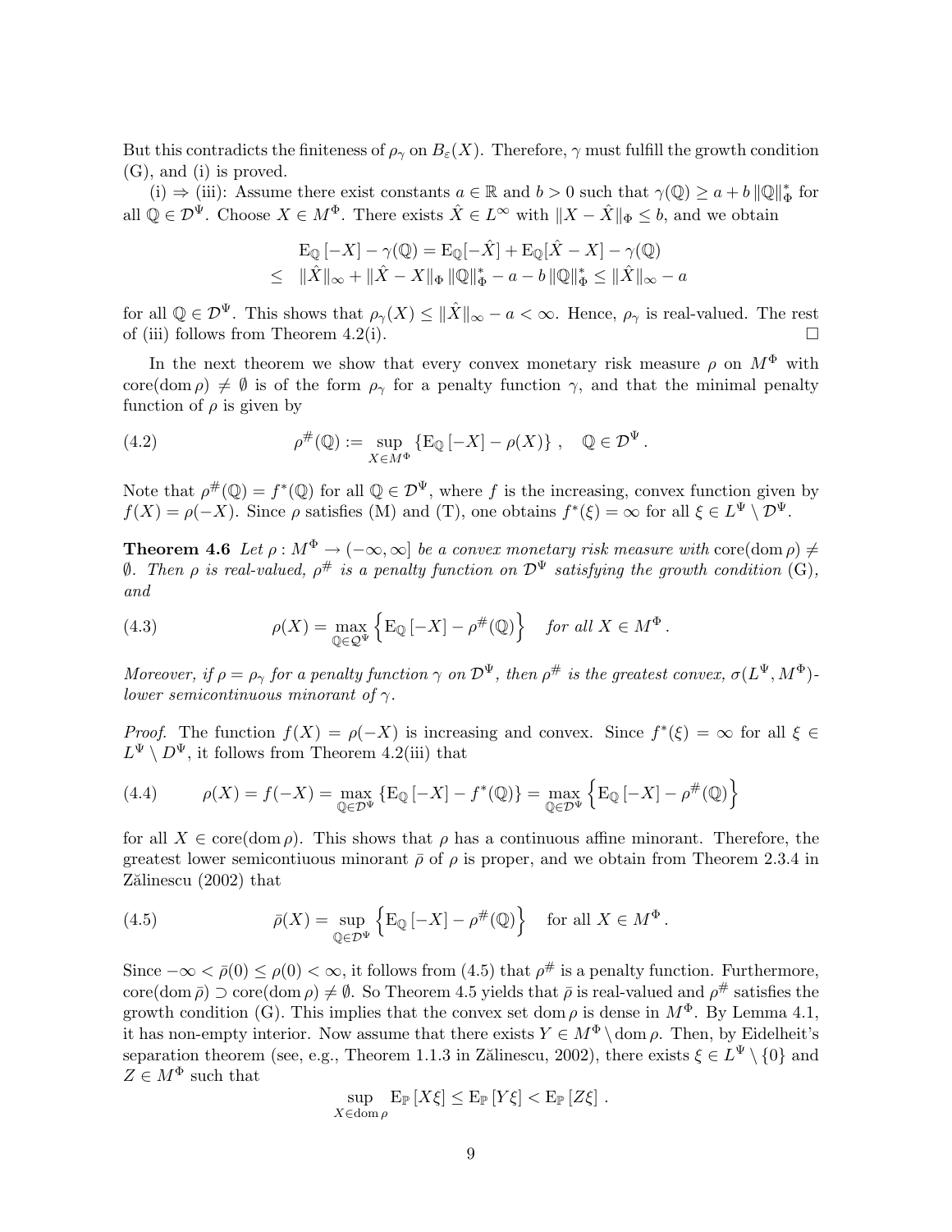But this contradicts the finiteness of $\rho_\gamma$ on $B_\varepsilon(X)$. Therefore, $\gamma$ must fulfill the growth condition (G), and (i) is proved.

(i) $\Rightarrow$ (iii): Assume there exist constants $a \in \mathbb{R}$ and $b > 0$ such that $\gamma(\mathbb{Q}) \geq a + b \, \|\mathbb{Q}\|^*_\Phi$ for all $\mathbb{Q} \in \mathcal{D}^\Psi$. Choose $X \in M^\Phi$. There exists $\hat{X} \in L^\infty$ with $\|X - \hat{X}\|_\Phi \leq b$, and we obtain

$$
\begin{aligned}
& \mathrm{E}_\mathbb{Q}[-X] - \gamma(\mathbb{Q}) = \mathrm{E}_\mathbb{Q}[-\hat{X}] + \mathrm{E}_\mathbb{Q}[\hat{X} - X] - \gamma(\mathbb{Q}) \\
\leq \;\; & \|\hat{X}\|_\infty + \|\hat{X} - X\|_\Phi \, \|\mathbb{Q}\|^*_\Phi - a - b \, \|\mathbb{Q}\|^*_\Phi \leq \|\hat{X}\|_\infty - a
\end{aligned}
$$

for all $\mathbb{Q} \in \mathcal{D}^\Psi$. This shows that $\rho_\gamma(X) \leq \|\hat{X}\|_\infty - a < \infty$. Hence, $\rho_\gamma$ is real-valued. The rest of (iii) follows from Theorem 4.2(i). $\square$

In the next theorem we show that every convex monetary risk measure $\rho$ on $M^\Phi$ with $\operatorname{core}(\operatorname{dom}\rho) \neq \emptyset$ is of the form $\rho_\gamma$ for a penalty function $\gamma$, and that the minimal penalty function of $\rho$ is given by

$$
\rho^\#(\mathbb{Q}) := \sup_{X \in M^\Phi} \left\{ \mathrm{E}_\mathbb{Q}[-X] - \rho(X) \right\}, \quad \mathbb{Q} \in \mathcal{D}^\Psi . \tag{4.2}
$$

Note that $\rho^\#(\mathbb{Q}) = f^*(\mathbb{Q})$ for all $\mathbb{Q} \in \mathcal{D}^\Psi$, where $f$ is the increasing, convex function given by $f(X) = \rho(-X)$. Since $\rho$ satisfies (M) and (T), one obtains $f^*(\xi) = \infty$ for all $\xi \in L^\Psi \setminus \mathcal{D}^\Psi$.

**Theorem 4.6** *Let $\rho : M^\Phi \to (-\infty, \infty]$ be a convex monetary risk measure with $\operatorname{core}(\operatorname{dom}\rho) \neq \emptyset$. Then $\rho$ is real-valued, $\rho^\#$ is a penalty function on $\mathcal{D}^\Psi$ satisfying the growth condition* (G)*, and*

$$
\rho(X) = \max_{\mathbb{Q} \in \mathcal{Q}^\Psi} \left\{ \mathrm{E}_\mathbb{Q}[-X] - \rho^\#(\mathbb{Q}) \right\} \quad \text{for all } X \in M^\Phi . \tag{4.3}
$$

*Moreover, if $\rho = \rho_\gamma$ for a penalty function $\gamma$ on $\mathcal{D}^\Psi$, then $\rho^\#$ is the greatest convex, $\sigma(L^\Psi, M^\Phi)$-lower semicontinuous minorant of $\gamma$.*

*Proof.* The function $f(X) = \rho(-X)$ is increasing and convex. Since $f^*(\xi) = \infty$ for all $\xi \in L^\Psi \setminus D^\Psi$, it follows from Theorem 4.2(iii) that

$$
\rho(X) = f(-X) = \max_{\mathbb{Q} \in \mathcal{D}^\Psi} \left\{ \mathrm{E}_\mathbb{Q}[-X] - f^*(\mathbb{Q}) \right\} = \max_{\mathbb{Q} \in \mathcal{D}^\Psi} \left\{ \mathrm{E}_\mathbb{Q}[-X] - \rho^\#(\mathbb{Q}) \right\} \tag{4.4}
$$

for all $X \in \operatorname{core}(\operatorname{dom}\rho)$. This shows that $\rho$ has a continuous affine minorant. Therefore, the greatest lower semicontiuous minorant $\bar{\rho}$ of $\rho$ is proper, and we obtain from Theorem 2.3.4 in Zălinescu (2002) that

$$
\bar{\rho}(X) = \sup_{\mathbb{Q} \in \mathcal{D}^\Psi} \left\{ \mathrm{E}_\mathbb{Q}[-X] - \rho^\#(\mathbb{Q}) \right\} \quad \text{for all } X \in M^\Phi . \tag{4.5}
$$

Since $-\infty < \bar{\rho}(0) \leq \rho(0) < \infty$, it follows from (4.5) that $\rho^\#$ is a penalty function. Furthermore, $\operatorname{core}(\operatorname{dom}\bar{\rho}) \supset \operatorname{core}(\operatorname{dom}\rho) \neq \emptyset$. So Theorem 4.5 yields that $\bar{\rho}$ is real-valued and $\rho^\#$ satisfies the growth condition (G). This implies that the convex set $\operatorname{dom}\rho$ is dense in $M^\Phi$. By Lemma 4.1, it has non-empty interior. Now assume that there exists $Y \in M^\Phi \setminus \operatorname{dom}\rho$. Then, by Eidelheit's separation theorem (see, e.g., Theorem 1.1.3 in Zălinescu, 2002), there exists $\xi \in L^\Psi \setminus \{0\}$ and $Z \in M^\Phi$ such that

$$
\sup_{X \in \operatorname{dom}\rho} \mathrm{E}_\mathbb{P}[X\xi] \leq \mathrm{E}_\mathbb{P}[Y\xi] < \mathrm{E}_\mathbb{P}[Z\xi] .
$$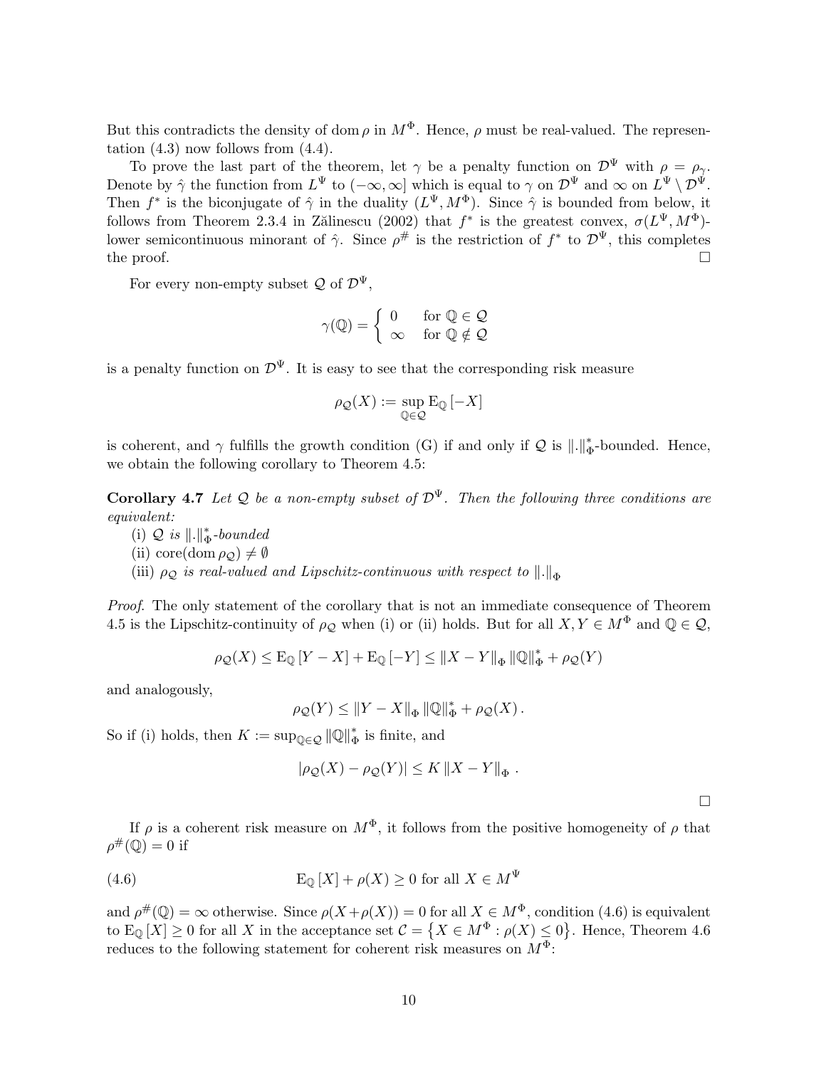But this contradicts the density of $\operatorname{dom} \rho$ in $M^\Phi$. Hence, $\rho$ must be real-valued. The representation (4.3) now follows from (4.4).

To prove the last part of the theorem, let $\gamma$ be a penalty function on $\mathcal{D}^\Psi$ with $\rho = \rho_\gamma$. Denote by $\hat{\gamma}$ the function from $L^\Psi$ to $(-\infty, \infty]$ which is equal to $\gamma$ on $\mathcal{D}^\Psi$ and $\infty$ on $L^\Psi \setminus \mathcal{D}^\Psi$. Then $f^*$ is the biconjugate of $\hat{\gamma}$ in the duality $(L^\Psi, M^\Phi)$. Since $\hat{\gamma}$ is bounded from below, it follows from Theorem 2.3.4 in Zălinescu (2002) that $f^*$ is the greatest convex, $\sigma(L^\Psi, M^\Phi)$-lower semicontinuous minorant of $\hat{\gamma}$. Since $\rho^\#$ is the restriction of $f^*$ to $\mathcal{D}^\Psi$, this completes the proof. $\square$

For every non-empty subset $\mathcal{Q}$ of $\mathcal{D}^\Psi$,

$$\gamma(\mathbb{Q}) = \begin{cases} 0 & \text{for } \mathbb{Q} \in \mathcal{Q} \\ \infty & \text{for } \mathbb{Q} \notin \mathcal{Q} \end{cases}$$

is a penalty function on $\mathcal{D}^\Psi$. It is easy to see that the corresponding risk measure

$$\rho_{\mathcal{Q}}(X) := \sup_{\mathbb{Q} \in \mathcal{Q}} \mathrm{E}_{\mathbb{Q}}[-X]$$

is coherent, and $\gamma$ fulfills the growth condition (G) if and only if $\mathcal{Q}$ is $\|.\|^*_\Phi$-bounded. Hence, we obtain the following corollary to Theorem 4.5:

**Corollary 4.7** *Let $\mathcal{Q}$ be a non-empty subset of $\mathcal{D}^\Psi$. Then the following three conditions are equivalent:*

(i) *$\mathcal{Q}$ is $\|.\|^*_\Phi$-bounded*

(ii) $\operatorname{core}(\operatorname{dom} \rho_{\mathcal{Q}}) \neq \emptyset$

(iii) *$\rho_{\mathcal{Q}}$ is real-valued and Lipschitz-continuous with respect to $\|.\|_\Phi$*

*Proof.* The only statement of the corollary that is not an immediate consequence of Theorem 4.5 is the Lipschitz-continuity of $\rho_{\mathcal{Q}}$ when (i) or (ii) holds. But for all $X, Y \in M^\Phi$ and $\mathbb{Q} \in \mathcal{Q}$,

$$\rho_{\mathcal{Q}}(X) \leq \mathrm{E}_{\mathbb{Q}}[Y - X] + \mathrm{E}_{\mathbb{Q}}[-Y] \leq \|X - Y\|_\Phi \|\mathbb{Q}\|^*_\Phi + \rho_{\mathcal{Q}}(Y)$$

and analogously,

$$\rho_{\mathcal{Q}}(Y) \leq \|Y - X\|_\Phi \|\mathbb{Q}\|^*_\Phi + \rho_{\mathcal{Q}}(X)\,.$$

So if (i) holds, then $K := \sup_{\mathbb{Q} \in \mathcal{Q}} \|\mathbb{Q}\|^*_\Phi$ is finite, and

$$|\rho_{\mathcal{Q}}(X) - \rho_{\mathcal{Q}}(Y)| \leq K \|X - Y\|_\Phi\,.$$

$\square$

If $\rho$ is a coherent risk measure on $M^\Phi$, it follows from the positive homogeneity of $\rho$ that $\rho^\#(\mathbb{Q}) = 0$ if

$$\mathrm{E}_{\mathbb{Q}}[X] + \rho(X) \geq 0 \text{ for all } X \in M^\Psi \tag{4.6}$$

and $\rho^\#(\mathbb{Q}) = \infty$ otherwise. Since $\rho(X + \rho(X)) = 0$ for all $X \in M^\Phi$, condition (4.6) is equivalent to $\mathrm{E}_{\mathbb{Q}}[X] \geq 0$ for all $X$ in the acceptance set $\mathcal{C} = \left\{X \in M^\Phi : \rho(X) \leq 0\right\}$. Hence, Theorem 4.6 reduces to the following statement for coherent risk measures on $M^\Phi$: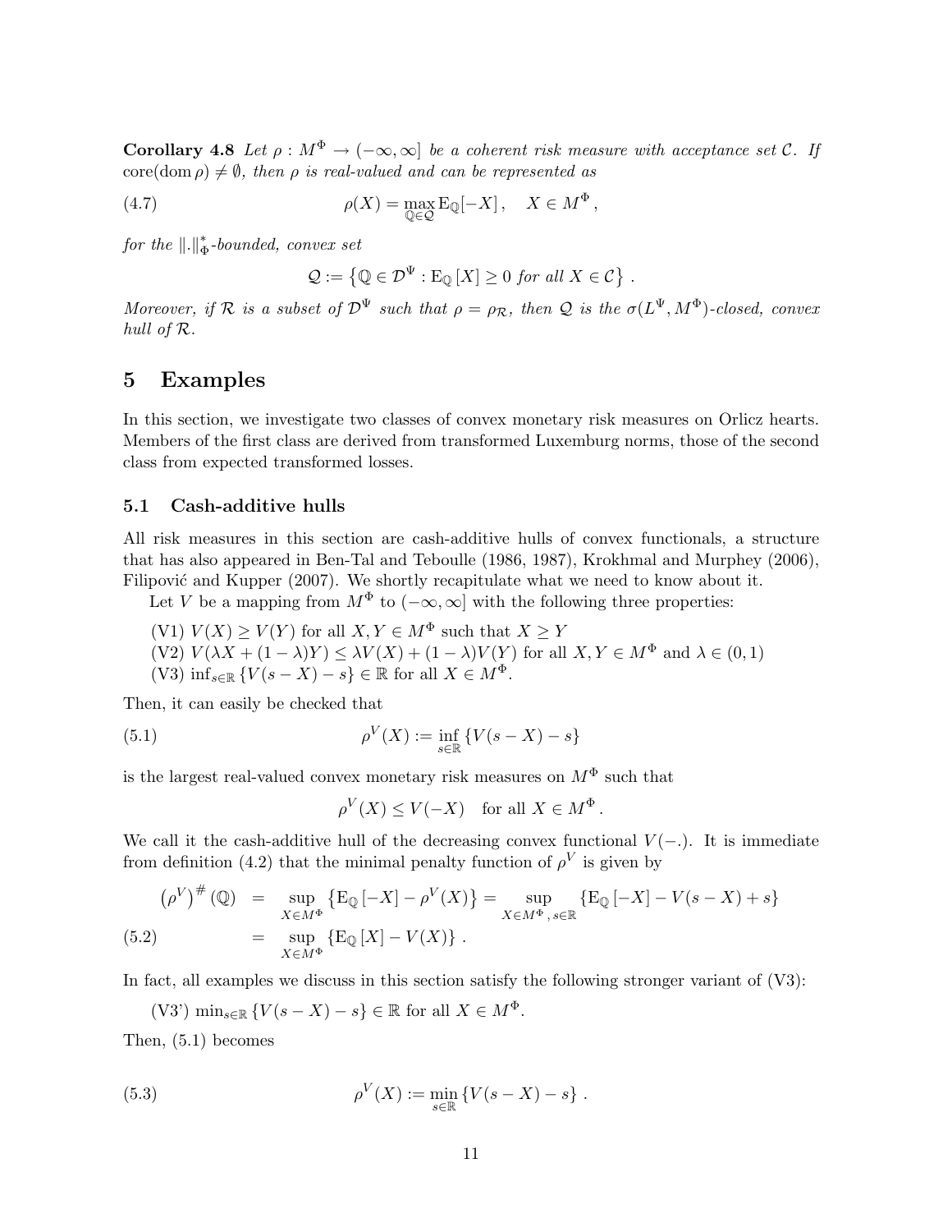**Corollary 4.8** *Let $\rho : M^\Phi \to (-\infty, \infty]$ be a coherent risk measure with acceptance set $\mathcal{C}$. If $\operatorname{core}(\operatorname{dom} \rho) \neq \emptyset$, then $\rho$ is real-valued and can be represented as*

$$\rho(X) = \max_{\mathbb{Q} \in \mathcal{Q}} \mathrm{E}_{\mathbb{Q}}[-X] \,, \quad X \in M^\Phi \,, \tag{4.7}$$

*for the $\|.\|^*_\Phi$-bounded, convex set*

$$\mathcal{Q} := \left\{ \mathbb{Q} \in \mathcal{D}^\Psi : \mathrm{E}_{\mathbb{Q}}[X] \geq 0 \text{ for all } X \in \mathcal{C} \right\} .$$

*Moreover, if $\mathcal{R}$ is a subset of $\mathcal{D}^\Psi$ such that $\rho = \rho_{\mathcal{R}}$, then $\mathcal{Q}$ is the $\sigma(L^\Psi, M^\Phi)$-closed, convex hull of $\mathcal{R}$.*

# 5 Examples

In this section, we investigate two classes of convex monetary risk measures on Orlicz hearts. Members of the first class are derived from transformed Luxemburg norms, those of the second class from expected transformed losses.

## 5.1 Cash-additive hulls

All risk measures in this section are cash-additive hulls of convex functionals, a structure that has also appeared in Ben-Tal and Teboulle (1986, 1987), Krokhmal and Murphey (2006), Filipović and Kupper (2007). We shortly recapitulate what we need to know about it.

Let $V$ be a mapping from $M^\Phi$ to $(-\infty, \infty]$ with the following three properties:

(V1) $V(X) \geq V(Y)$ for all $X, Y \in M^\Phi$ such that $X \geq Y$
(V2) $V(\lambda X + (1-\lambda)Y) \leq \lambda V(X) + (1-\lambda)V(Y)$ for all $X, Y \in M^\Phi$ and $\lambda \in (0,1)$
(V3) $\inf_{s \in \mathbb{R}} \{V(s - X) - s\} \in \mathbb{R}$ for all $X \in M^\Phi$.

Then, it can easily be checked that

$$\rho^V(X) := \inf_{s \in \mathbb{R}} \{V(s - X) - s\} \tag{5.1}$$

is the largest real-valued convex monetary risk measures on $M^\Phi$ such that

$$\rho^V(X) \leq V(-X) \quad \text{for all } X \in M^\Phi \,.$$

We call it the cash-additive hull of the decreasing convex functional $V(-.)$. It is immediate from definition (4.2) that the minimal penalty function of $\rho^V$ is given by

$$\begin{aligned} \left(\rho^V\right)^\# (\mathbb{Q}) &= \sup_{X \in M^\Phi} \left\{ \mathrm{E}_{\mathbb{Q}}[-X] - \rho^V(X) \right\} = \sup_{X \in M^\Phi,\, s \in \mathbb{R}} \left\{ \mathrm{E}_{\mathbb{Q}}[-X] - V(s - X) + s \right\} \\ &= \sup_{X \in M^\Phi} \left\{ \mathrm{E}_{\mathbb{Q}}[X] - V(X) \right\} . \end{aligned} \tag{5.2}$$

In fact, all examples we discuss in this section satisfy the following stronger variant of (V3):

(V3') $\min_{s \in \mathbb{R}} \{V(s - X) - s\} \in \mathbb{R}$ for all $X \in M^\Phi$.

Then, (5.1) becomes

$$\rho^V(X) := \min_{s \in \mathbb{R}} \{V(s - X) - s\} \,. \tag{5.3}$$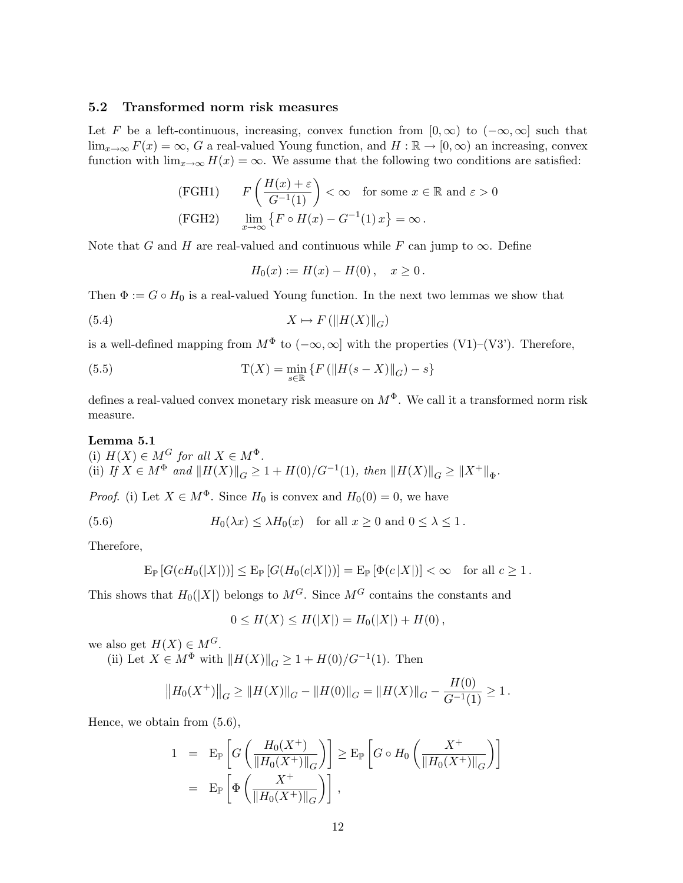### 5.2 Transformed norm risk measures

Let $F$ be a left-continuous, increasing, convex function from $[0,\infty)$ to $(-\infty,\infty]$ such that $\lim_{x\to\infty} F(x) = \infty$, $G$ a real-valued Young function, and $H : \mathbb{R} \to [0,\infty)$ an increasing, convex function with $\lim_{x\to\infty} H(x) = \infty$. We assume that the following two conditions are satisfied:

$$\text{(FGH1)} \qquad F\left(\frac{H(x)+\varepsilon}{G^{-1}(1)}\right) < \infty \quad \text{for some } x \in \mathbb{R} \text{ and } \varepsilon > 0$$

$$\text{(FGH2)} \qquad \lim_{x\to\infty} \left\{F \circ H(x) - G^{-1}(1)\, x\right\} = \infty\,.$$

Note that $G$ and $H$ are real-valued and continuous while $F$ can jump to $\infty$. Define

$$H_0(x) := H(x) - H(0)\,, \quad x \geq 0\,.$$

Then $\Phi := G \circ H_0$ is a real-valued Young function. In the next two lemmas we show that

$$X \mapsto F\left(\|H(X)\|_G\right) \tag{5.4}$$

is a well-defined mapping from $M^\Phi$ to $(-\infty,\infty]$ with the properties (V1)–(V3'). Therefore,

$$\mathrm{T}(X) = \min_{s\in\mathbb{R}} \left\{F\left(\|H(s-X)\|_G\right) - s\right\} \tag{5.5}$$

defines a real-valued convex monetary risk measure on $M^\Phi$. We call it a transformed norm risk measure.

**Lemma 5.1**
(i) *$H(X) \in M^G$ for all $X \in M^\Phi$.*
(ii) *If $X \in M^\Phi$ and $\|H(X)\|_G \geq 1 + H(0)/G^{-1}(1)$, then $\|H(X)\|_G \geq \|X^+\|_\Phi$.*

*Proof.* (i) Let $X \in M^\Phi$. Since $H_0$ is convex and $H_0(0) = 0$, we have

$$H_0(\lambda x) \leq \lambda H_0(x) \quad \text{for all } x \geq 0 \text{ and } 0 \leq \lambda \leq 1\,. \tag{5.6}$$

Therefore,

$$\mathrm{E}_{\mathbb{P}}\left[G(cH_0(|X|))\right] \leq \mathrm{E}_{\mathbb{P}}\left[G(H_0(c|X|))\right] = \mathrm{E}_{\mathbb{P}}\left[\Phi(c\,|X|)\right] < \infty \quad \text{for all } c \geq 1\,.$$

This shows that $H_0(|X|)$ belongs to $M^G$. Since $M^G$ contains the constants and

$$0 \leq H(X) \leq H(|X|) = H_0(|X|) + H(0)\,,$$

we also get $H(X) \in M^G$.

(ii) Let $X \in M^\Phi$ with $\|H(X)\|_G \geq 1 + H(0)/G^{-1}(1)$. Then

$$\left\|H_0(X^+)\right\|_G \geq \|H(X)\|_G - \|H(0)\|_G = \|H(X)\|_G - \frac{H(0)}{G^{-1}(1)} \geq 1\,.$$

Hence, we obtain from (5.6),

$$\begin{aligned} 1 &= \mathrm{E}_{\mathbb{P}}\left[G\left(\frac{H_0(X^+)}{\|H_0(X^+)\|_G}\right)\right] \geq \mathrm{E}_{\mathbb{P}}\left[G \circ H_0\left(\frac{X^+}{\|H_0(X^+)\|_G}\right)\right] \\ &= \mathrm{E}_{\mathbb{P}}\left[\Phi\left(\frac{X^+}{\|H_0(X^+)\|_G}\right)\right]\,, \end{aligned}$$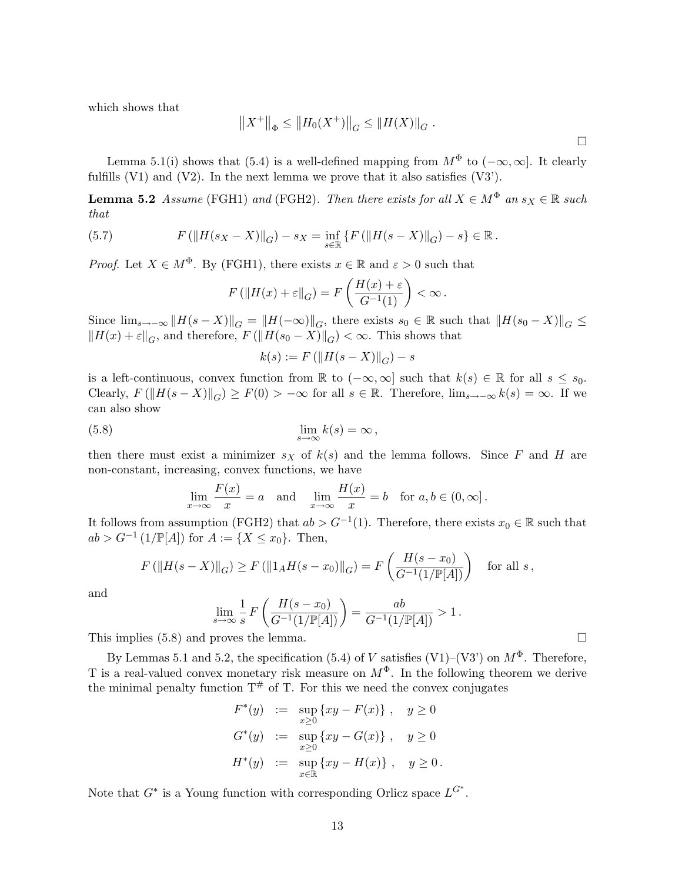which shows that

$$\left\|X^{+}\right\|_{\Phi} \leq \left\|H_0(X^{+})\right\|_G \leq \left\|H(X)\right\|_G .$$

□

Lemma 5.1(i) shows that (5.4) is a well-defined mapping from $M^{\Phi}$ to $(-\infty, \infty]$. It clearly fulfills (V1) and (V2). In the next lemma we prove that it also satisfies (V3').

**Lemma 5.2** *Assume* (FGH1) *and* (FGH2)*. Then there exists for all $X \in M^{\Phi}$ an $s_X \in \mathbb{R}$ such that*

$$F\left(\|H(s_X - X)\|_G\right) - s_X = \inf_{s \in \mathbb{R}} \left\{F\left(\|H(s - X)\|_G\right) - s\right\} \in \mathbb{R}\,. \tag{5.7}$$

*Proof.* Let $X \in M^{\Phi}$. By (FGH1), there exists $x \in \mathbb{R}$ and $\varepsilon > 0$ such that

$$F\left(\|H(x) + \varepsilon\|_G\right) = F\left(\frac{H(x) + \varepsilon}{G^{-1}(1)}\right) < \infty\,.$$

Since $\lim_{s \to -\infty} \|H(s - X)\|_G = \|H(-\infty)\|_G$, there exists $s_0 \in \mathbb{R}$ such that $\|H(s_0 - X)\|_G \leq \|H(x) + \varepsilon\|_G$, and therefore, $F\left(\|H(s_0 - X)\|_G\right) < \infty$. This shows that

$$k(s) := F\left(\|H(s - X)\|_G\right) - s$$

is a left-continuous, convex function from $\mathbb{R}$ to $(-\infty, \infty]$ such that $k(s) \in \mathbb{R}$ for all $s \leq s_0$. Clearly, $F\left(\|H(s - X)\|_G\right) \geq F(0) > -\infty$ for all $s \in \mathbb{R}$. Therefore, $\lim_{s \to -\infty} k(s) = \infty$. If we can also show

$$\lim_{s \to \infty} k(s) = \infty\,, \tag{5.8}$$

then there must exist a minimizer $s_X$ of $k(s)$ and the lemma follows. Since $F$ and $H$ are non-constant, increasing, convex functions, we have

$$\lim_{x \to \infty} \frac{F(x)}{x} = a \quad \text{and} \quad \lim_{x \to \infty} \frac{H(x)}{x} = b \quad \text{for } a, b \in (0, \infty]\,.$$

It follows from assumption (FGH2) that $ab > G^{-1}(1)$. Therefore, there exists $x_0 \in \mathbb{R}$ such that $ab > G^{-1}\left(1/\mathbb{P}[A]\right)$ for $A := \{X \leq x_0\}$. Then,

$$F\left(\|H(s - X)\|_G\right) \geq F\left(\|1_A H(s - x_0)\|_G\right) = F\left(\frac{H(s - x_0)}{G^{-1}(1/\mathbb{P}[A])}\right) \quad \text{for all } s\,,$$

and

$$\lim_{s \to \infty} \frac{1}{s}\, F\left(\frac{H(s - x_0)}{G^{-1}(1/\mathbb{P}[A])}\right) = \frac{ab}{G^{-1}(1/\mathbb{P}[A])} > 1\,.$$

This implies (5.8) and proves the lemma. □

By Lemmas 5.1 and 5.2, the specification (5.4) of $V$ satisfies (V1)–(V3') on $M^{\Phi}$. Therefore, T is a real-valued convex monetary risk measure on $M^{\Phi}$. In the following theorem we derive the minimal penalty function $\mathrm{T}^{\#}$ of T. For this we need the convex conjugates

$$\begin{aligned}
F^*(y) &:= \sup_{x \geq 0} \left\{xy - F(x)\right\}, \quad y \geq 0 \\
G^*(y) &:= \sup_{x \geq 0} \left\{xy - G(x)\right\}, \quad y \geq 0 \\
H^*(y) &:= \sup_{x \in \mathbb{R}} \left\{xy - H(x)\right\}, \quad y \geq 0\,.
\end{aligned}$$

Note that $G^*$ is a Young function with corresponding Orlicz space $L^{G^*}$.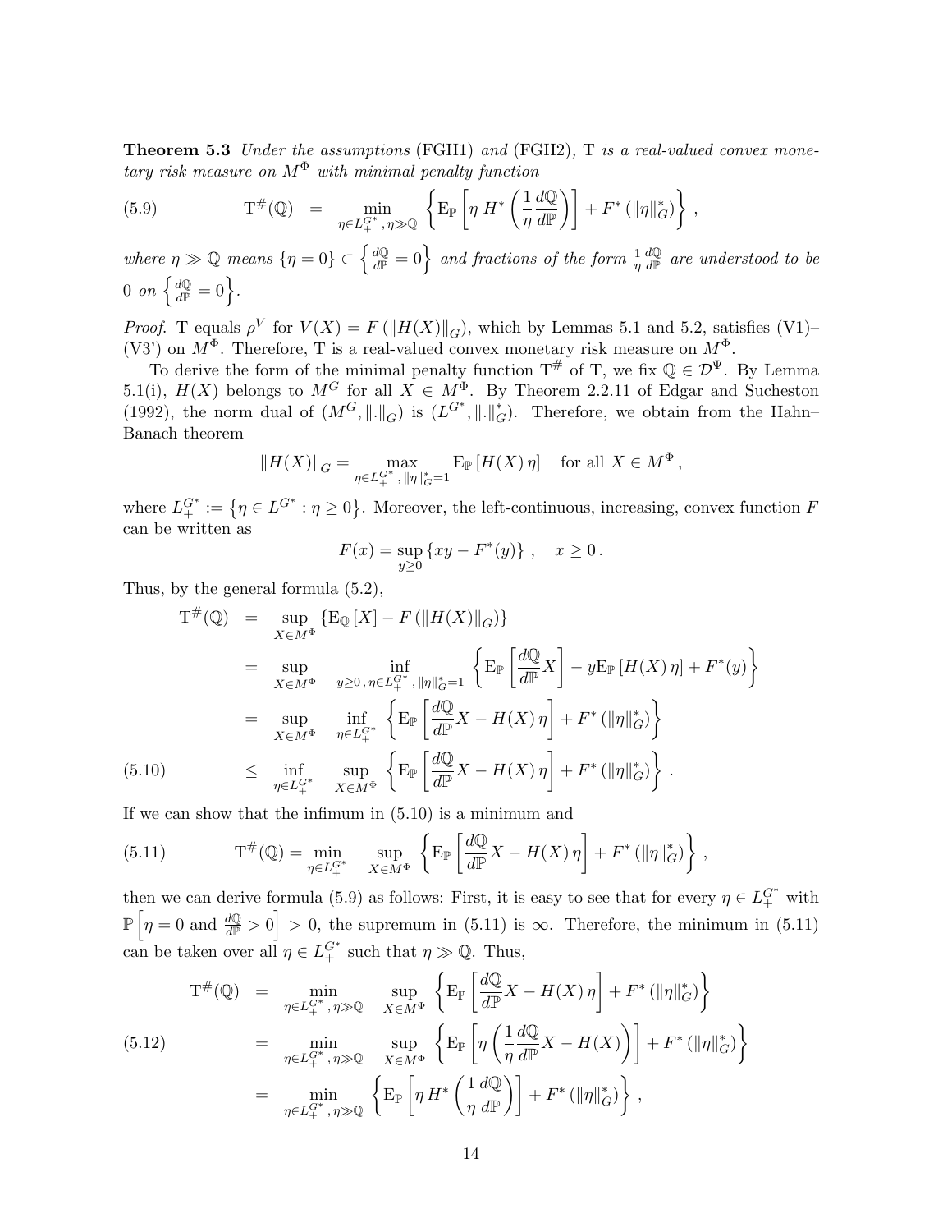**Theorem 5.3** *Under the assumptions* (FGH1) *and* (FGH2), T *is a real-valued convex monetary risk measure on* $M^\Phi$ *with minimal penalty function*

$$\mathrm{T}^{\#}(\mathbb{Q}) \quad = \quad \min_{\eta \in L_+^{G^*},\, \eta \gg \mathbb{Q}} \left\{ \mathrm{E}_{\mathbb{P}}\left[\eta\, H^*\left(\frac{1}{\eta}\frac{d\mathbb{Q}}{d\mathbb{P}}\right)\right] + F^*\left(\|\eta\|_G^*\right)\right\}\,, \tag{5.9}$$

*where* $\eta \gg \mathbb{Q}$ *means* $\{\eta = 0\} \subset \left\{\frac{d\mathbb{Q}}{d\mathbb{P}} = 0\right\}$ *and fractions of the form* $\frac{1}{\eta}\frac{d\mathbb{Q}}{d\mathbb{P}}$ *are understood to be* $0$ *on* $\left\{\frac{d\mathbb{Q}}{d\mathbb{P}} = 0\right\}$.

*Proof.* T equals $\rho^V$ for $V(X) = F\left(\|H(X)\|_G\right)$, which by Lemmas 5.1 and 5.2, satisfies (V1)–(V3') on $M^\Phi$. Therefore, T is a real-valued convex monetary risk measure on $M^\Phi$.

To derive the form of the minimal penalty function $\mathrm{T}^{\#}$ of T, we fix $\mathbb{Q} \in \mathcal{D}^\Psi$. By Lemma 5.1(i), $H(X)$ belongs to $M^G$ for all $X \in M^\Phi$. By Theorem 2.2.11 of Edgar and Sucheston (1992), the norm dual of $(M^G, \|.\|_G)$ is $(L^{G^*}, \|.\|_G^*)$. Therefore, we obtain from the Hahn–Banach theorem

$$\|H(X)\|_G = \max_{\eta \in L_+^{G^*},\, \|\eta\|_G^* = 1} \mathrm{E}_{\mathbb{P}}\left[H(X)\,\eta\right] \quad \text{for all } X \in M^\Phi\,,$$

where $L_+^{G^*} := \left\{\eta \in L^{G^*} : \eta \geq 0\right\}$. Moreover, the left-continuous, increasing, convex function $F$ can be written as

$$F(x) = \sup_{y \geq 0}\left\{xy - F^*(y)\right\}\,, \quad x \geq 0\,.$$

Thus, by the general formula (5.2),

$$\begin{aligned}
\mathrm{T}^{\#}(\mathbb{Q}) \quad &= \quad \sup_{X \in M^\Phi}\left\{\mathrm{E}_{\mathbb{Q}}\left[X\right] - F\left(\|H(X)\|_G\right)\right\} \\
&= \quad \sup_{X \in M^\Phi} \quad \inf_{y \geq 0\,,\, \eta \in L_+^{G^*},\, \|\eta\|_G^* = 1}\left\{\mathrm{E}_{\mathbb{P}}\left[\frac{d\mathbb{Q}}{d\mathbb{P}}X\right] - y\mathrm{E}_{\mathbb{P}}\left[H(X)\,\eta\right] + F^*(y)\right\} \\
&= \quad \sup_{X \in M^\Phi} \quad \inf_{\eta \in L_+^{G^*}}\left\{\mathrm{E}_{\mathbb{P}}\left[\frac{d\mathbb{Q}}{d\mathbb{P}}X - H(X)\,\eta\right] + F^*\left(\|\eta\|_G^*\right)\right\} \\
&\leq \quad \inf_{\eta \in L_+^{G^*}} \quad \sup_{X \in M^\Phi}\left\{\mathrm{E}_{\mathbb{P}}\left[\frac{d\mathbb{Q}}{d\mathbb{P}}X - H(X)\,\eta\right] + F^*\left(\|\eta\|_G^*\right)\right\}\,.
\end{aligned} \tag{5.10}$$

If we can show that the infimum in (5.10) is a minimum and

$$\mathrm{T}^{\#}(\mathbb{Q}) = \min_{\eta \in L_+^{G^*}} \quad \sup_{X \in M^\Phi}\left\{\mathrm{E}_{\mathbb{P}}\left[\frac{d\mathbb{Q}}{d\mathbb{P}}X - H(X)\,\eta\right] + F^*\left(\|\eta\|_G^*\right)\right\}\,, \tag{5.11}$$

then we can derive formula (5.9) as follows: First, it is easy to see that for every $\eta \in L_+^{G^*}$ with $\mathbb{P}\left[\eta = 0 \text{ and } \frac{d\mathbb{Q}}{d\mathbb{P}} > 0\right] > 0$, the supremum in (5.11) is $\infty$. Therefore, the minimum in (5.11) can be taken over all $\eta \in L_+^{G^*}$ such that $\eta \gg \mathbb{Q}$. Thus,

$$\begin{aligned}
\mathrm{T}^{\#}(\mathbb{Q}) \quad &= \quad \min_{\eta \in L_+^{G^*},\, \eta \gg \mathbb{Q}} \quad \sup_{X \in M^\Phi}\left\{\mathrm{E}_{\mathbb{P}}\left[\frac{d\mathbb{Q}}{d\mathbb{P}}X - H(X)\,\eta\right] + F^*\left(\|\eta\|_G^*\right)\right\} \\
&= \quad \min_{\eta \in L_+^{G^*},\, \eta \gg \mathbb{Q}} \quad \sup_{X \in M^\Phi}\left\{\mathrm{E}_{\mathbb{P}}\left[\eta\left(\frac{1}{\eta}\frac{d\mathbb{Q}}{d\mathbb{P}}X - H(X)\right)\right] + F^*\left(\|\eta\|_G^*\right)\right\} \\
&= \quad \min_{\eta \in L_+^{G^*},\, \eta \gg \mathbb{Q}}\left\{\mathrm{E}_{\mathbb{P}}\left[\eta\, H^*\left(\frac{1}{\eta}\frac{d\mathbb{Q}}{d\mathbb{P}}\right)\right] + F^*\left(\|\eta\|_G^*\right)\right\}\,,
\end{aligned} \tag{5.12}$$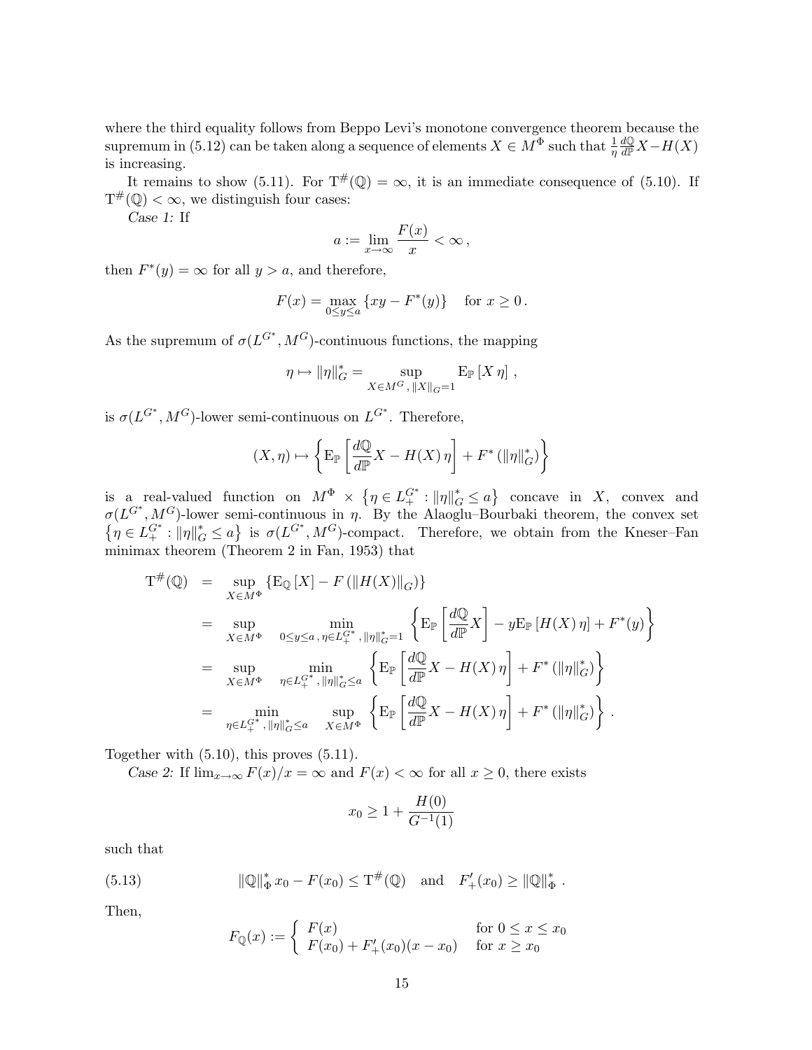where the third equality follows from Beppo Levi's monotone convergence theorem because the supremum in (5.12) can be taken along a sequence of elements $X \in M^\Phi$ such that $\frac{1}{\eta}\frac{d\mathbb{Q}}{d\mathbb{P}}X - H(X)$ is increasing.

It remains to show (5.11). For $\mathrm{T}^{\#}(\mathbb{Q}) = \infty$, it is an immediate consequence of (5.10). If $\mathrm{T}^{\#}(\mathbb{Q}) < \infty$, we distinguish four cases:

*Case 1:* If

$$a := \lim_{x\to\infty} \frac{F(x)}{x} < \infty\,,$$

then $F^*(y) = \infty$ for all $y > a$, and therefore,

$$F(x) = \max_{0 \le y \le a} \{xy - F^*(y)\} \quad \text{for } x \ge 0\,.$$

As the supremum of $\sigma(L^{G^*}, M^G)$-continuous functions, the mapping

$$\eta \mapsto \|\eta\|_G^* = \sup_{X \in M^G,\, \|X\|_G = 1} \mathrm{E}_{\mathbb{P}}\left[X\,\eta\right]\,,$$

is $\sigma(L^{G^*}, M^G)$-lower semi-continuous on $L^{G^*}$. Therefore,

$$(X,\eta) \mapsto \left\{\mathrm{E}_{\mathbb{P}}\left[\frac{d\mathbb{Q}}{d\mathbb{P}}X - H(X)\,\eta\right] + F^*\left(\|\eta\|_G^*\right)\right\}$$

is a real-valued function on $M^\Phi \times \left\{\eta \in L_+^{G^*} : \|\eta\|_G^* \le a\right\}$ concave in $X$, convex and $\sigma(L^{G^*}, M^G)$-lower semi-continuous in $\eta$. By the Alaoglu–Bourbaki theorem, the convex set $\left\{\eta \in L_+^{G^*} : \|\eta\|_G^* \le a\right\}$ is $\sigma(L^{G^*}, M^G)$-compact. Therefore, we obtain from the Kneser–Fan minimax theorem (Theorem 2 in Fan, 1953) that

$$\begin{aligned}
\mathrm{T}^{\#}(\mathbb{Q}) &= \sup_{X \in M^\Phi} \left\{\mathrm{E}_{\mathbb{Q}}\left[X\right] - F\left(\|H(X)\|_G\right)\right\} \\
&= \sup_{X \in M^\Phi} \min_{0 \le y \le a,\, \eta \in L_+^{G^*},\, \|\eta\|_G^* = 1} \left\{\mathrm{E}_{\mathbb{P}}\left[\frac{d\mathbb{Q}}{d\mathbb{P}}X\right] - y\mathrm{E}_{\mathbb{P}}\left[H(X)\,\eta\right] + F^*(y)\right\} \\
&= \sup_{X \in M^\Phi} \min_{\eta \in L_+^{G^*},\, \|\eta\|_G^* \le a} \left\{\mathrm{E}_{\mathbb{P}}\left[\frac{d\mathbb{Q}}{d\mathbb{P}}X - H(X)\,\eta\right] + F^*\left(\|\eta\|_G^*\right)\right\} \\
&= \min_{\eta \in L_+^{G^*},\, \|\eta\|_G^* \le a} \sup_{X \in M^\Phi} \left\{\mathrm{E}_{\mathbb{P}}\left[\frac{d\mathbb{Q}}{d\mathbb{P}}X - H(X)\,\eta\right] + F^*\left(\|\eta\|_G^*\right)\right\}\,.
\end{aligned}$$

Together with (5.10), this proves (5.11).

*Case 2:* If $\lim_{x\to\infty} F(x)/x = \infty$ and $F(x) < \infty$ for all $x \ge 0$, there exists

$$x_0 \ge 1 + \frac{H(0)}{G^{-1}(1)}$$

such that

$$\|\mathbb{Q}\|_\Phi^*\, x_0 - F(x_0) \le \mathrm{T}^{\#}(\mathbb{Q}) \quad \text{and} \quad F'_+(x_0) \ge \|\mathbb{Q}\|_\Phi^*\,. \tag{5.13}$$

Then,

$$F_{\mathbb{Q}}(x) := \begin{cases} F(x) & \text{for } 0 \le x \le x_0 \\ F(x_0) + F'_+(x_0)(x - x_0) & \text{for } x \ge x_0 \end{cases}$$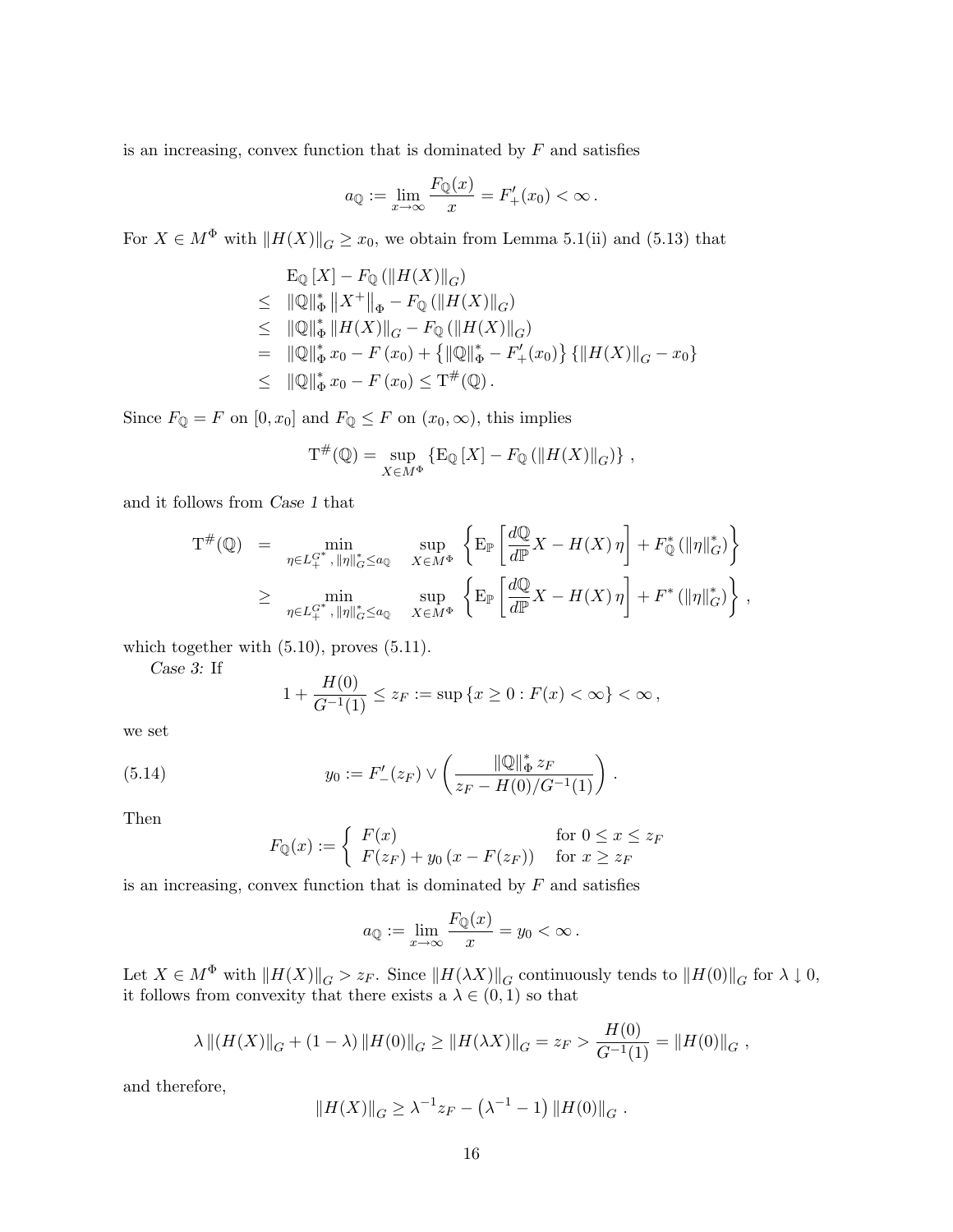is an increasing, convex function that is dominated by $F$ and satisfies

$$a_{\mathbb{Q}} := \lim_{x \to \infty} \frac{F_{\mathbb{Q}}(x)}{x} = F'_+(x_0) < \infty \,.$$

For $X \in M^\Phi$ with $\|H(X)\|_G \geq x_0$, we obtain from Lemma 5.1(ii) and (5.13) that

$$\begin{aligned}
& \mathrm{E}_{\mathbb{Q}}\left[X\right] - F_{\mathbb{Q}}\left(\|H(X)\|_G\right) \\
\leq \;& \|\mathbb{Q}\|^*_\Phi \left\|X^+\right\|_\Phi - F_{\mathbb{Q}}\left(\|H(X)\|_G\right) \\
\leq \;& \|\mathbb{Q}\|^*_\Phi \|H(X)\|_G - F_{\mathbb{Q}}\left(\|H(X)\|_G\right) \\
= \;& \|\mathbb{Q}\|^*_\Phi \, x_0 - F\left(x_0\right) + \left\{\|\mathbb{Q}\|^*_\Phi - F'_+(x_0)\right\}\left\{\|H(X)\|_G - x_0\right\} \\
\leq \;& \|\mathbb{Q}\|^*_\Phi \, x_0 - F\left(x_0\right) \leq \mathrm{T}^{\#}(\mathbb{Q}) \,.
\end{aligned}$$

Since $F_{\mathbb{Q}} = F$ on $[0, x_0]$ and $F_{\mathbb{Q}} \leq F$ on $(x_0, \infty)$, this implies

$$\mathrm{T}^{\#}(\mathbb{Q}) = \sup_{X \in M^\Phi} \left\{\mathrm{E}_{\mathbb{Q}}\left[X\right] - F_{\mathbb{Q}}\left(\|H(X)\|_G\right)\right\} \,,$$

and it follows from *Case 1* that

$$\begin{aligned}
\mathrm{T}^{\#}(\mathbb{Q}) &= \min_{\eta \in L^{G^*}_+, \, \|\eta\|^*_G \leq a_{\mathbb{Q}}} \; \sup_{X \in M^\Phi} \left\{ \mathrm{E}_{\mathbb{P}}\left[\frac{d\mathbb{Q}}{d\mathbb{P}} X - H(X)\, \eta\right] + F^*_{\mathbb{Q}}\left(\|\eta\|^*_G\right)\right\} \\
&\geq \min_{\eta \in L^{G^*}_+, \, \|\eta\|^*_G \leq a_{\mathbb{Q}}} \; \sup_{X \in M^\Phi} \left\{ \mathrm{E}_{\mathbb{P}}\left[\frac{d\mathbb{Q}}{d\mathbb{P}} X - H(X)\, \eta\right] + F^*\left(\|\eta\|^*_G\right)\right\} \,,
\end{aligned}$$

which together with (5.10), proves (5.11).

*Case 3:* If

$$1 + \frac{H(0)}{G^{-1}(1)} \leq z_F := \sup\left\{x \geq 0 : F(x) < \infty\right\} < \infty \,,$$

we set

$$y_0 := F'_-(z_F) \vee \left(\frac{\|\mathbb{Q}\|^*_\Phi \, z_F}{z_F - H(0)/G^{-1}(1)}\right) . \tag{5.14}$$

Then

$$F_{\mathbb{Q}}(x) := \begin{cases} F(x) & \text{for } 0 \leq x \leq z_F \\ F(z_F) + y_0\left(x - F(z_F)\right) & \text{for } x \geq z_F \end{cases}$$

is an increasing, convex function that is dominated by $F$ and satisfies

$$a_{\mathbb{Q}} := \lim_{x \to \infty} \frac{F_{\mathbb{Q}}(x)}{x} = y_0 < \infty \,.$$

Let $X \in M^\Phi$ with $\|H(X)\|_G > z_F$. Since $\|H(\lambda X)\|_G$ continuously tends to $\|H(0)\|_G$ for $\lambda \downarrow 0$, it follows from convexity that there exists a $\lambda \in (0,1)$ so that

$$\lambda \left\|(H(X)\right\|_G + (1 - \lambda)\left\|H(0)\right\|_G \geq \left\|H(\lambda X)\right\|_G = z_F > \frac{H(0)}{G^{-1}(1)} = \left\|H(0)\right\|_G \,,$$

and therefore,

$$\|H(X)\|_G \geq \lambda^{-1} z_F - \left(\lambda^{-1} - 1\right)\|H(0)\|_G \,.$$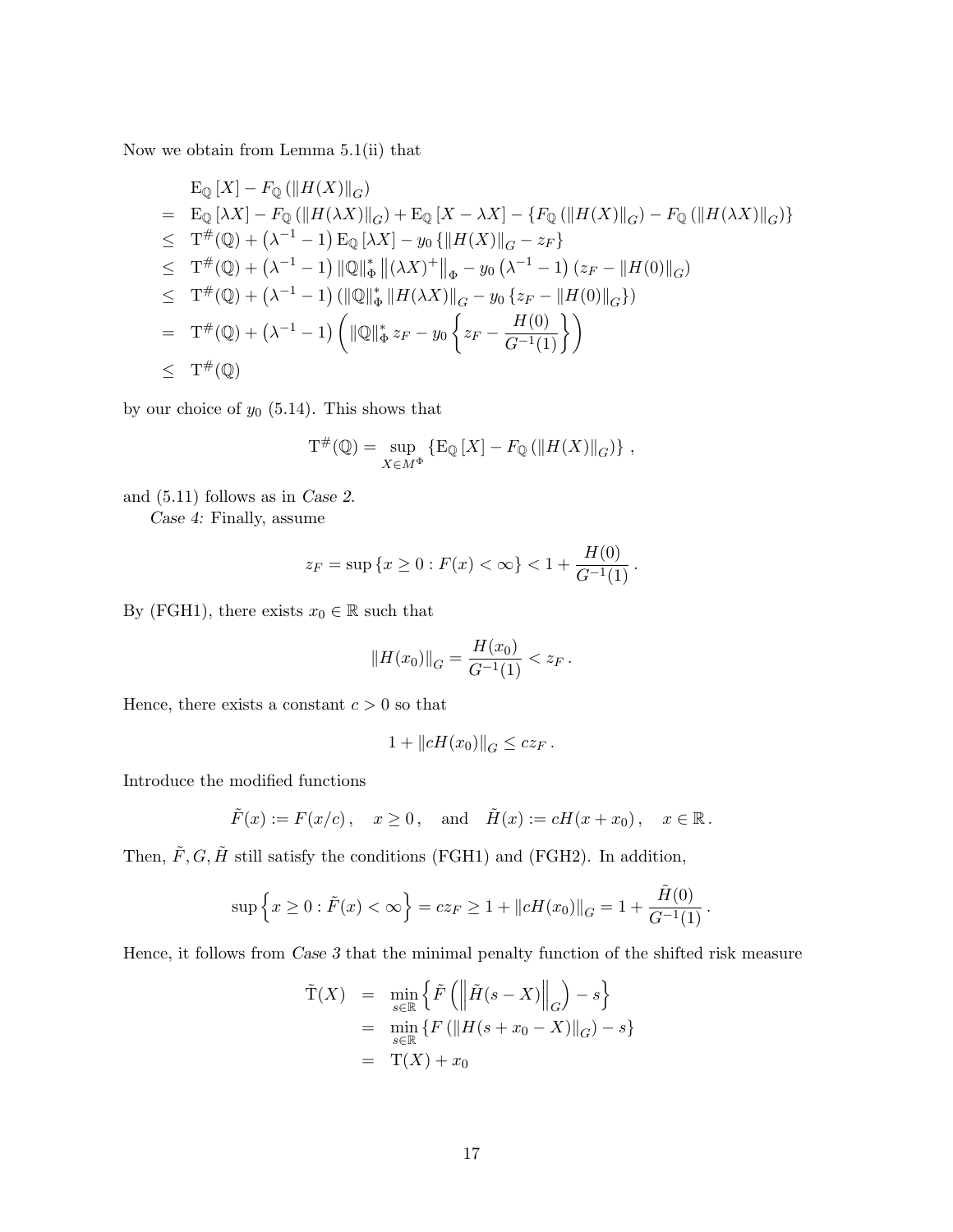Now we obtain from Lemma 5.1(ii) that

$$
\begin{aligned}
& \mathrm{E}_{\mathbb{Q}}[X] - F_{\mathbb{Q}}\left(\|H(X)\|_G\right) \\
= \;& \mathrm{E}_{\mathbb{Q}}[\lambda X] - F_{\mathbb{Q}}\left(\|H(\lambda X)\|_G\right) + \mathrm{E}_{\mathbb{Q}}[X - \lambda X] - \left\{F_{\mathbb{Q}}\left(\|H(X)\|_G\right) - F_{\mathbb{Q}}\left(\|H(\lambda X)\|_G\right)\right\} \\
\leq \;& \mathrm{T}^{\#}(\mathbb{Q}) + \left(\lambda^{-1} - 1\right) \mathrm{E}_{\mathbb{Q}}[\lambda X] - y_0 \left\{\|H(X)\|_G - z_F\right\} \\
\leq \;& \mathrm{T}^{\#}(\mathbb{Q}) + \left(\lambda^{-1} - 1\right) \|\mathbb{Q}\|_{\Phi}^{*} \left\|(\lambda X)^{+}\right\|_{\Phi} - y_0 \left(\lambda^{-1} - 1\right)\left(z_F - \|H(0)\|_G\right) \\
\leq \;& \mathrm{T}^{\#}(\mathbb{Q}) + \left(\lambda^{-1} - 1\right)\left(\|\mathbb{Q}\|_{\Phi}^{*} \|H(\lambda X)\|_G - y_0 \left\{z_F - \|H(0)\|_G\right\}\right) \\
= \;& \mathrm{T}^{\#}(\mathbb{Q}) + \left(\lambda^{-1} - 1\right)\left(\|\mathbb{Q}\|_{\Phi}^{*} z_F - y_0 \left\{z_F - \frac{H(0)}{G^{-1}(1)}\right\}\right) \\
\leq \;& \mathrm{T}^{\#}(\mathbb{Q})
\end{aligned}
$$

by our choice of $y_0$ (5.14). This shows that

$$
\mathrm{T}^{\#}(\mathbb{Q}) = \sup_{X \in M^{\Phi}} \left\{\mathrm{E}_{\mathbb{Q}}[X] - F_{\mathbb{Q}}\left(\|H(X)\|_G\right)\right\},
$$

and (5.11) follows as in *Case 2*.

*Case 4:* Finally, assume

$$
z_F = \sup\{x \geq 0 : F(x) < \infty\} < 1 + \frac{H(0)}{G^{-1}(1)}.
$$

By (FGH1), there exists $x_0 \in \mathbb{R}$ such that

$$
\|H(x_0)\|_G = \frac{H(x_0)}{G^{-1}(1)} < z_F.
$$

Hence, there exists a constant $c > 0$ so that

$$
1 + \|cH(x_0)\|_G \leq c z_F.
$$

Introduce the modified functions

$$
\tilde{F}(x) := F(x/c), \quad x \geq 0, \quad \text{and} \quad \tilde{H}(x) := cH(x + x_0), \quad x \in \mathbb{R}.
$$

Then, $\tilde{F}, G, \tilde{H}$ still satisfy the conditions (FGH1) and (FGH2). In addition,

$$
\sup\left\{x \geq 0 : \tilde{F}(x) < \infty\right\} = c z_F \geq 1 + \|cH(x_0)\|_G = 1 + \frac{\tilde{H}(0)}{G^{-1}(1)}.
$$

Hence, it follows from *Case 3* that the minimal penalty function of the shifted risk measure

$$
\begin{aligned}
\tilde{\mathrm{T}}(X) &= \min_{s \in \mathbb{R}} \left\{\tilde{F}\left(\left\|\tilde{H}(s - X)\right\|_G\right) - s\right\} \\
&= \min_{s \in \mathbb{R}} \left\{F\left(\|H(s + x_0 - X)\|_G\right) - s\right\} \\
&= \mathrm{T}(X) + x_0
\end{aligned}
$$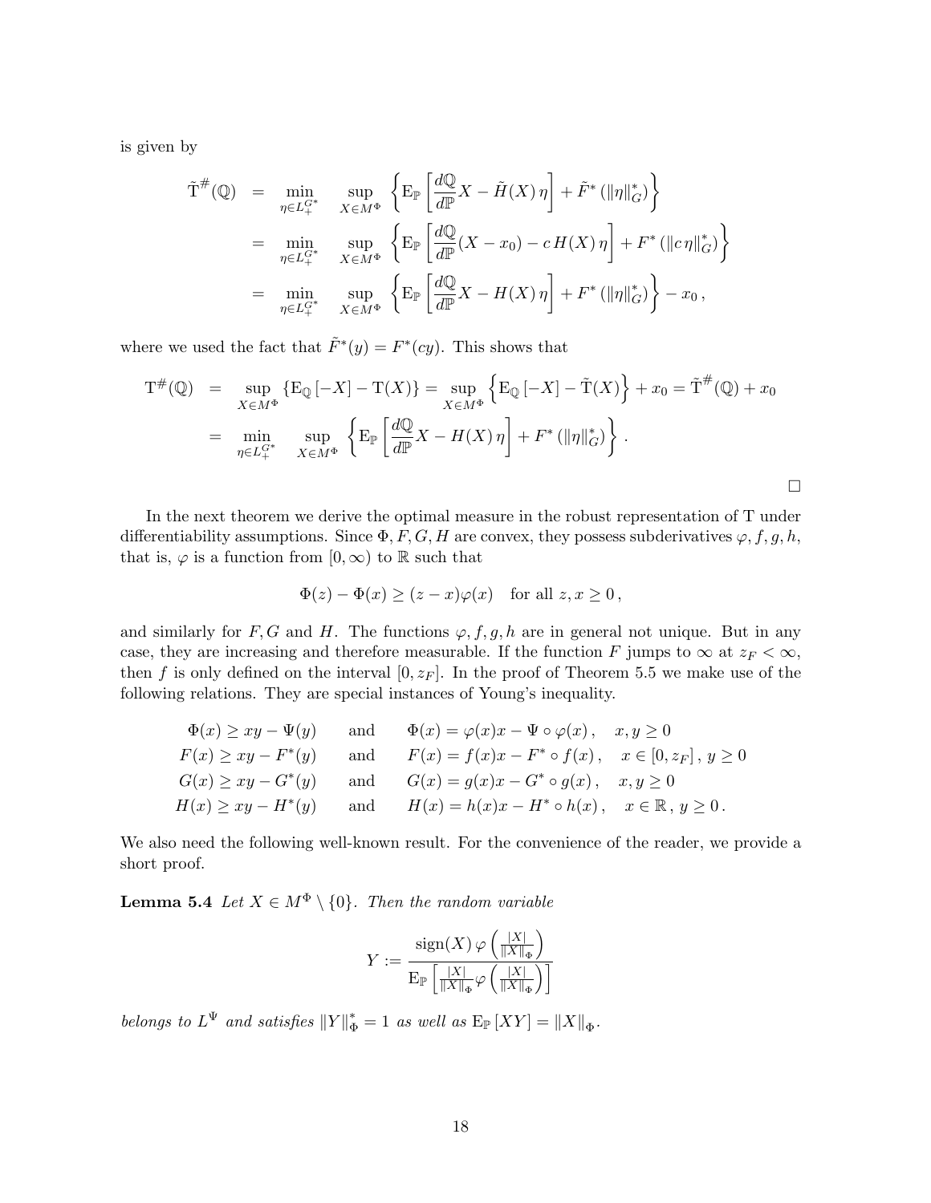is given by

$$
\begin{aligned}
\tilde{\mathrm{T}}^{\#}(\mathbb{Q}) &= \min_{\eta \in L_+^{G^*}} \sup_{X \in M^\Phi} \left\{ \mathrm{E}_{\mathbb{P}}\left[ \frac{d\mathbb{Q}}{d\mathbb{P}} X - \tilde{H}(X)\,\eta \right] + \tilde{F}^*\left( \|\eta\|_G^* \right) \right\} \\
&= \min_{\eta \in L_+^{G^*}} \sup_{X \in M^\Phi} \left\{ \mathrm{E}_{\mathbb{P}}\left[ \frac{d\mathbb{Q}}{d\mathbb{P}} (X - x_0) - c\, H(X)\,\eta \right] + F^*\left( \|c\,\eta\|_G^* \right) \right\} \\
&= \min_{\eta \in L_+^{G^*}} \sup_{X \in M^\Phi} \left\{ \mathrm{E}_{\mathbb{P}}\left[ \frac{d\mathbb{Q}}{d\mathbb{P}} X - H(X)\,\eta \right] + F^*\left( \|\eta\|_G^* \right) \right\} - x_0\,,
\end{aligned}
$$

where we used the fact that $\tilde{F}^*(y) = F^*(cy)$. This shows that

$$
\begin{aligned}
\mathrm{T}^{\#}(\mathbb{Q}) &= \sup_{X \in M^\Phi} \left\{ \mathrm{E}_{\mathbb{Q}}\left[ -X \right] - \mathrm{T}(X) \right\} = \sup_{X \in M^\Phi} \left\{ \mathrm{E}_{\mathbb{Q}}\left[ -X \right] - \tilde{\mathrm{T}}(X) \right\} + x_0 = \tilde{\mathrm{T}}^{\#}(\mathbb{Q}) + x_0 \\
&= \min_{\eta \in L_+^{G^*}} \sup_{X \in M^\Phi} \left\{ \mathrm{E}_{\mathbb{P}}\left[ \frac{d\mathbb{Q}}{d\mathbb{P}} X - H(X)\,\eta \right] + F^*\left( \|\eta\|_G^* \right) \right\}.
\end{aligned}
$$

□

In the next theorem we derive the optimal measure in the robust representation of T under differentiability assumptions. Since $\Phi, F, G, H$ are convex, they possess subderivatives $\varphi, f, g, h$, that is, $\varphi$ is a function from $[0,\infty)$ to $\mathbb{R}$ such that

$$
\Phi(z) - \Phi(x) \geq (z - x)\varphi(x) \quad \text{for all } z, x \geq 0\,,
$$

and similarly for $F, G$ and $H$. The functions $\varphi, f, g, h$ are in general not unique. But in any case, they are increasing and therefore measurable. If the function $F$ jumps to $\infty$ at $z_F < \infty$, then $f$ is only defined on the interval $[0, z_F]$. In the proof of Theorem 5.5 we make use of the following relations. They are special instances of Young's inequality.

$$
\begin{array}{lll}
\Phi(x) \geq xy - \Psi(y) & \text{and} & \Phi(x) = \varphi(x)x - \Psi \circ \varphi(x)\,, \quad x, y \geq 0 \\
F(x) \geq xy - F^*(y) & \text{and} & F(x) = f(x)x - F^* \circ f(x)\,, \quad x \in [0, z_F]\,,\ y \geq 0 \\
G(x) \geq xy - G^*(y) & \text{and} & G(x) = g(x)x - G^* \circ g(x)\,, \quad x, y \geq 0 \\
H(x) \geq xy - H^*(y) & \text{and} & H(x) = h(x)x - H^* \circ h(x)\,, \quad x \in \mathbb{R}\,,\ y \geq 0\,.
\end{array}
$$

We also need the following well-known result. For the convenience of the reader, we provide a short proof.

**Lemma 5.4** *Let $X \in M^\Phi \setminus \{0\}$. Then the random variable*

$$
Y := \frac{\operatorname{sign}(X)\, \varphi\left( \frac{|X|}{\|X\|_\Phi} \right)}{\mathrm{E}_{\mathbb{P}}\left[ \frac{|X|}{\|X\|_\Phi} \varphi\left( \frac{|X|}{\|X\|_\Phi} \right) \right]}
$$

*belongs to $L^\Psi$ and satisfies $\|Y\|_\Phi^* = 1$ as well as $\mathrm{E}_{\mathbb{P}}\left[ XY \right] = \|X\|_\Phi$.*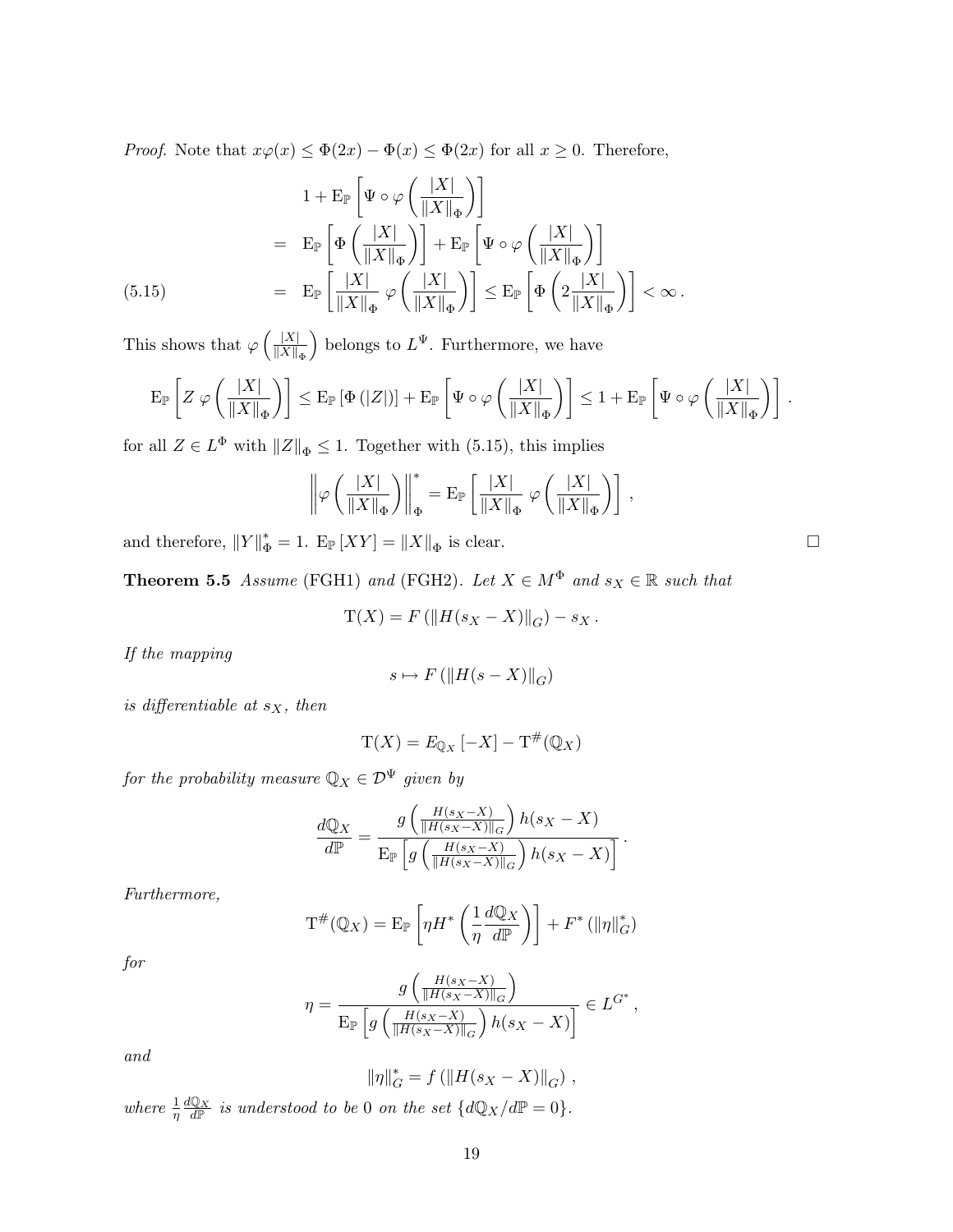*Proof.* Note that $x\varphi(x) \leq \Phi(2x) - \Phi(x) \leq \Phi(2x)$ for all $x \geq 0$. Therefore,

$$
\begin{aligned}
& 1 + \mathrm{E}_{\mathbb{P}}\left[\Psi \circ \varphi\left(\frac{|X|}{\|X\|_{\Phi}}\right)\right] \\
= \;& \mathrm{E}_{\mathbb{P}}\left[\Phi\left(\frac{|X|}{\|X\|_{\Phi}}\right)\right] + \mathrm{E}_{\mathbb{P}}\left[\Psi \circ \varphi\left(\frac{|X|}{\|X\|_{\Phi}}\right)\right] \\
= \;& \mathrm{E}_{\mathbb{P}}\left[\frac{|X|}{\|X\|_{\Phi}}\,\varphi\left(\frac{|X|}{\|X\|_{\Phi}}\right)\right] \leq \mathrm{E}_{\mathbb{P}}\left[\Phi\left(2\frac{|X|}{\|X\|_{\Phi}}\right)\right] < \infty\,.
\end{aligned} \tag{5.15}
$$

This shows that $\varphi\left(\frac{|X|}{\|X\|_{\Phi}}\right)$ belongs to $L^{\Psi}$. Furthermore, we have

$$
\mathrm{E}_{\mathbb{P}}\left[Z\,\varphi\left(\frac{|X|}{\|X\|_{\Phi}}\right)\right] \leq \mathrm{E}_{\mathbb{P}}\left[\Phi\left(|Z|\right)\right] + \mathrm{E}_{\mathbb{P}}\left[\Psi \circ \varphi\left(\frac{|X|}{\|X\|_{\Phi}}\right)\right] \leq 1 + \mathrm{E}_{\mathbb{P}}\left[\Psi \circ \varphi\left(\frac{|X|}{\|X\|_{\Phi}}\right)\right]\,.
$$

for all $Z \in L^{\Phi}$ with $\|Z\|_{\Phi} \leq 1$. Together with (5.15), this implies

$$
\left\|\varphi\left(\frac{|X|}{\|X\|_{\Phi}}\right)\right\|^{*}_{\Phi} = \mathrm{E}_{\mathbb{P}}\left[\frac{|X|}{\|X\|_{\Phi}}\,\varphi\left(\frac{|X|}{\|X\|_{\Phi}}\right)\right]\,,
$$

and therefore, $\|Y\|^{*}_{\Phi} = 1$. $\mathrm{E}_{\mathbb{P}}\left[XY\right] = \|X\|_{\Phi}$ is clear. $\square$

**Theorem 5.5** *Assume* (FGH1) *and* (FGH2). *Let $X \in M^{\Phi}$ and $s_X \in \mathbb{R}$ such that*

$$
\mathrm{T}(X) = F\left(\|H(s_X - X)\|_G\right) - s_X\,.
$$

*If the mapping*

$$
s \mapsto F\left(\|H(s - X)\|_G\right)
$$

*is differentiable at $s_X$, then*

$$
\mathrm{T}(X) = E_{\mathbb{Q}_X}\left[-X\right] - \mathrm{T}^{\#}(\mathbb{Q}_X)
$$

*for the probability measure $\mathbb{Q}_X \in \mathcal{D}^{\Psi}$ given by*

$$
\frac{d\mathbb{Q}_X}{d\mathbb{P}} = \frac{g\left(\frac{H(s_X - X)}{\|H(s_X - X)\|_G}\right) h(s_X - X)}{\mathrm{E}_{\mathbb{P}}\left[g\left(\frac{H(s_X - X)}{\|H(s_X - X)\|_G}\right) h(s_X - X)\right]}\,.
$$

*Furthermore,*

$$
\mathrm{T}^{\#}(\mathbb{Q}_X) = \mathrm{E}_{\mathbb{P}}\left[\eta H^{*}\left(\frac{1}{\eta}\frac{d\mathbb{Q}_X}{d\mathbb{P}}\right)\right] + F^{*}\left(\|\eta\|^{*}_G\right)
$$

*for*

$$
\eta = \frac{g\left(\frac{H(s_X - X)}{\|H(s_X - X)\|_G}\right)}{\mathrm{E}_{\mathbb{P}}\left[g\left(\frac{H(s_X - X)}{\|H(s_X - X)\|_G}\right) h(s_X - X)\right]} \in L^{G^{*}}\,,
$$

*and*

$$
\|\eta\|^{*}_G = f\left(\|H(s_X - X)\|_G\right)\,,
$$

*where $\frac{1}{\eta}\frac{d\mathbb{Q}_X}{d\mathbb{P}}$ is understood to be 0 on the set $\{d\mathbb{Q}_X/d\mathbb{P} = 0\}$.*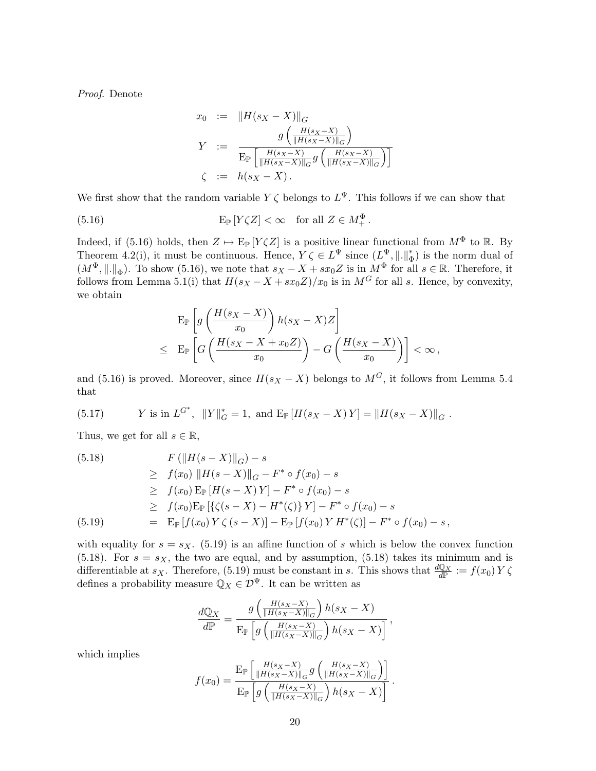*Proof.* Denote

$$
\begin{aligned}
x_0 &:= \|H(s_X - X)\|_G \\
Y &:= \frac{g\left(\frac{H(s_X-X)}{\|H(s_X-X)\|_G}\right)}{\mathrm{E}_{\mathbb{P}}\left[\frac{H(s_X-X)}{\|H(s_X-X)\|_G} g\left(\frac{H(s_X-X)}{\|H(s_X-X)\|_G}\right)\right]} \\
\zeta &:= h(s_X - X)\,.
\end{aligned}
$$

We first show that the random variable $Y\,\zeta$ belongs to $L^\Psi$. This follows if we can show that

$$
\mathrm{E}_{\mathbb{P}}\left[Y\zeta Z\right] < \infty \quad \text{for all } Z \in M^\Phi_+\,. \tag{5.16}
$$

Indeed, if (5.16) holds, then $Z \mapsto \mathrm{E}_{\mathbb{P}}\left[Y\zeta Z\right]$ is a positive linear functional from $M^\Phi$ to $\mathbb{R}$. By Theorem 4.2(i), it must be continuous. Hence, $Y\,\zeta \in L^\Psi$ since $(L^\Psi, \|.\|^*_\Phi)$ is the norm dual of $(M^\Phi, \|.\|_\Phi)$. To show (5.16), we note that $s_X - X + s x_0 Z$ is in $M^\Phi$ for all $s \in \mathbb{R}$. Therefore, it follows from Lemma 5.1(i) that $H(s_X - X + s x_0 Z)/x_0$ is in $M^G$ for all $s$. Hence, by convexity, we obtain

$$
\begin{aligned}
& \mathrm{E}_{\mathbb{P}}\left[g\left(\frac{H(s_X-X)}{x_0}\right) h(s_X - X) Z\right] \\
\leq\ & \mathrm{E}_{\mathbb{P}}\left[G\left(\frac{H(s_X - X + x_0 Z)}{x_0}\right) - G\left(\frac{H(s_X-X)}{x_0}\right)\right] < \infty\,,
\end{aligned}
$$

and (5.16) is proved. Moreover, since $H(s_X - X)$ belongs to $M^G$, it follows from Lemma 5.4 that

$$
Y \text{ is in } L^{G^*},\ \ \|Y\|^*_G = 1,\ \text{and } \mathrm{E}_{\mathbb{P}}\left[H(s_X - X)\,Y\right] = \|H(s_X - X)\|_G\,. \tag{5.17}
$$

Thus, we get for all $s \in \mathbb{R}$,

$$
\begin{aligned}
& F\left(\|H(s-X)\|_G\right) - s && (5.18)\\
\geq\ & f(x_0)\,\|H(s-X)\|_G - F^* \circ f(x_0) - s \\
\geq\ & f(x_0)\,\mathrm{E}_{\mathbb{P}}\left[H(s-X)\,Y\right] - F^* \circ f(x_0) - s \\
\geq\ & f(x_0)\mathrm{E}_{\mathbb{P}}\left[\{\zeta(s-X) - H^*(\zeta)\}\,Y\right] - F^* \circ f(x_0) - s \\
=\ & \mathrm{E}_{\mathbb{P}}\left[f(x_0)\,Y\,\zeta\,(s-X)\right] - \mathrm{E}_{\mathbb{P}}\left[f(x_0)\,Y\,H^*(\zeta)\right] - F^* \circ f(x_0) - s\,, && (5.19)
\end{aligned}
$$

with equality for $s = s_X$. (5.19) is an affine function of $s$ which is below the convex function (5.18). For $s = s_X$, the two are equal, and by assumption, (5.18) takes its minimum and is differentiable at $s_X$. Therefore, (5.19) must be constant in $s$. This shows that $\frac{d\mathbb{Q}_X}{d\mathbb{P}} := f(x_0)\,Y\,\zeta$ defines a probability measure $\mathbb{Q}_X \in \mathcal{D}^\Psi$. It can be written as

$$
\frac{d\mathbb{Q}_X}{d\mathbb{P}} = \frac{g\left(\frac{H(s_X-X)}{\|H(s_X-X)\|_G}\right) h(s_X - X)}{\mathrm{E}_{\mathbb{P}}\left[g\left(\frac{H(s_X-X)}{\|H(s_X-X)\|_G}\right) h(s_X - X)\right]}\,,
$$

which implies

$$
f(x_0) = \frac{\mathrm{E}_{\mathbb{P}}\left[\frac{H(s_X-X)}{\|H(s_X-X)\|_G} g\left(\frac{H(s_X-X)}{\|H(s_X-X)\|_G}\right)\right]}{\mathrm{E}_{\mathbb{P}}\left[g\left(\frac{H(s_X-X)}{\|H(s_X-X)\|_G}\right) h(s_X - X)\right]}\,.
$$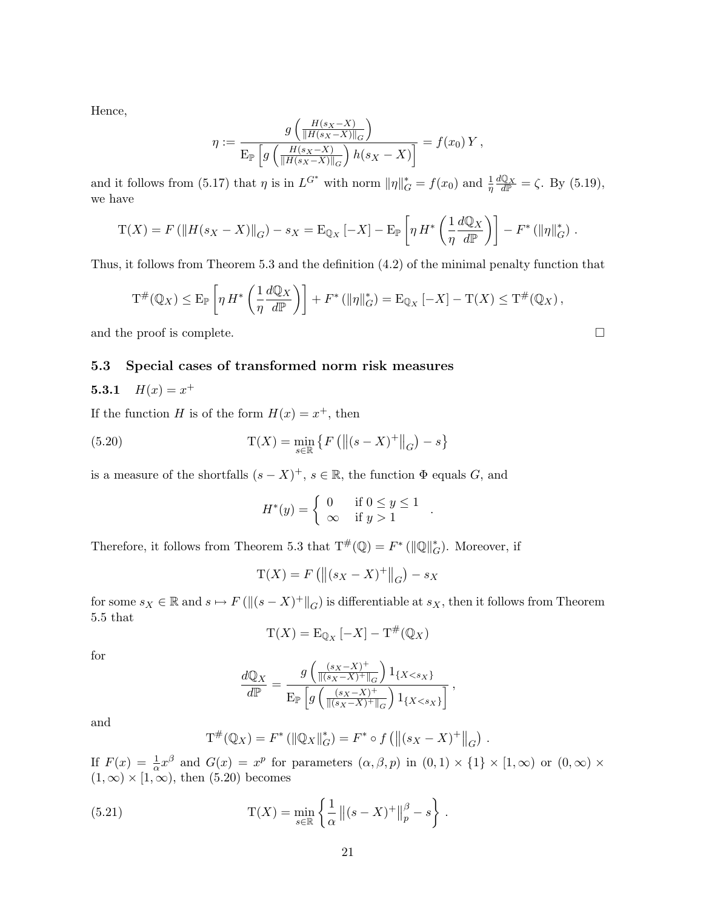Hence,

$$\eta := \frac{g\left(\frac{H(s_X - X)}{\|H(s_X - X)\|_G}\right)}{\mathrm{E}_{\mathbb{P}}\left[g\left(\frac{H(s_X - X)}{\|H(s_X - X)\|_G}\right) h(s_X - X)\right]} = f(x_0)\, Y\,,$$

and it follows from (5.17) that $\eta$ is in $L^{G^*}$ with norm $\|\eta\|_G^* = f(x_0)$ and $\frac{1}{\eta}\frac{d\mathbb{Q}_X}{d\mathbb{P}} = \zeta$. By (5.19), we have

$$\mathrm{T}(X) = F\left(\|H(s_X - X)\|_G\right) - s_X = \mathrm{E}_{\mathbb{Q}_X}\left[-X\right] - \mathrm{E}_{\mathbb{P}}\left[\eta\, H^*\left(\frac{1}{\eta}\frac{d\mathbb{Q}_X}{d\mathbb{P}}\right)\right] - F^*\left(\|\eta\|_G^*\right)\,.$$

Thus, it follows from Theorem 5.3 and the definition (4.2) of the minimal penalty function that

$$\mathrm{T}^{\#}(\mathbb{Q}_X) \leq \mathrm{E}_{\mathbb{P}}\left[\eta\, H^*\left(\frac{1}{\eta}\frac{d\mathbb{Q}_X}{d\mathbb{P}}\right)\right] + F^*\left(\|\eta\|_G^*\right) = \mathrm{E}_{\mathbb{Q}_X}\left[-X\right] - \mathrm{T}(X) \leq \mathrm{T}^{\#}(\mathbb{Q}_X)\,,$$

and the proof is complete. □

### 5.3 Special cases of transformed norm risk measures

#### 5.3.1 $H(x) = x^+$

If the function $H$ is of the form $H(x) = x^+$, then

$$\mathrm{T}(X) = \min_{s \in \mathbb{R}} \left\{F\left(\left\|(s - X)^+\right\|_G\right) - s\right\} \tag{5.20}$$

is a measure of the shortfalls $(s - X)^+$, $s \in \mathbb{R}$, the function $\Phi$ equals $G$, and

$$H^*(y) = \begin{cases} 0 & \text{if } 0 \leq y \leq 1 \\ \infty & \text{if } y > 1 \end{cases}\,.$$

Therefore, it follows from Theorem 5.3 that $\mathrm{T}^{\#}(\mathbb{Q}) = F^*\left(\|\mathbb{Q}\|_G^*\right)$. Moreover, if

$$\mathrm{T}(X) = F\left(\left\|(s_X - X)^+\right\|_G\right) - s_X$$

for some $s_X \in \mathbb{R}$ and $s \mapsto F\left(\|(s - X)^+\|_G\right)$ is differentiable at $s_X$, then it follows from Theorem 5.5 that

$$\mathrm{T}(X) = \mathrm{E}_{\mathbb{Q}_X}\left[-X\right] - \mathrm{T}^{\#}(\mathbb{Q}_X)$$

for

$$\frac{d\mathbb{Q}_X}{d\mathbb{P}} = \frac{g\left(\frac{(s_X - X)^+}{\|(s_X - X)^+\|_G}\right) 1_{\{X < s_X\}}}{\mathrm{E}_{\mathbb{P}}\left[g\left(\frac{(s_X - X)^+}{\|(s_X - X)^+\|_G}\right) 1_{\{X < s_X\}}\right]}\,,$$

and

$$\mathrm{T}^{\#}(\mathbb{Q}_X) = F^*\left(\|\mathbb{Q}_X\|_G^*\right) = F^* \circ f\left(\left\|(s_X - X)^+\right\|_G\right)\,.$$

If $F(x) = \frac{1}{\alpha}x^\beta$ and $G(x) = x^p$ for parameters $(\alpha, \beta, p)$ in $(0,1) \times \{1\} \times [1, \infty)$ or $(0, \infty) \times (1, \infty) \times [1, \infty)$, then (5.20) becomes

$$\mathrm{T}(X) = \min_{s \in \mathbb{R}} \left\{\frac{1}{\alpha}\left\|(s - X)^+\right\|_p^\beta - s\right\}\,. \tag{5.21}$$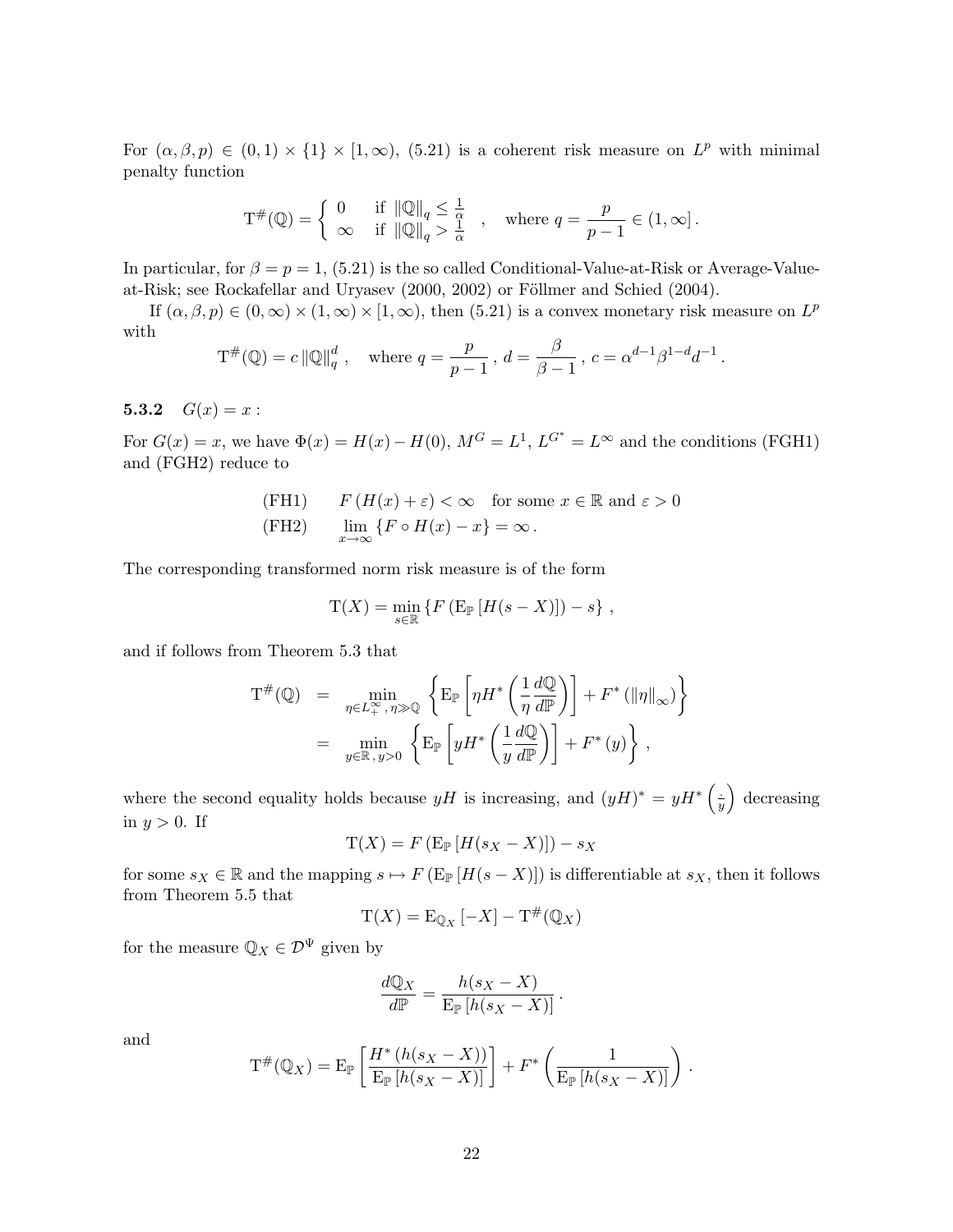For $(\alpha, \beta, p) \in (0,1) \times \{1\} \times [1, \infty)$, (5.21) is a coherent risk measure on $L^p$ with minimal penalty function

$$\mathrm{T}^{\#}(\mathbb{Q}) = \begin{cases} 0 & \text{if } \|\mathbb{Q}\|_q \leq \frac{1}{\alpha} \\ \infty & \text{if } \|\mathbb{Q}\|_q > \frac{1}{\alpha} \end{cases}, \quad \text{where } q = \frac{p}{p-1} \in (1, \infty].$$

In particular, for $\beta = p = 1$, (5.21) is the so called Conditional-Value-at-Risk or Average-Value-at-Risk; see Rockafellar and Uryasev (2000, 2002) or Föllmer and Schied (2004).

If $(\alpha, \beta, p) \in (0, \infty) \times (1, \infty) \times [1, \infty)$, then (5.21) is a convex monetary risk measure on $L^p$ with

$$\mathrm{T}^{\#}(\mathbb{Q}) = c \|\mathbb{Q}\|_q^d, \quad \text{where } q = \frac{p}{p-1}, \, d = \frac{\beta}{\beta - 1}, \, c = \alpha^{d-1} \beta^{1-d} d^{-1}.$$

### 5.3.2 $G(x) = x$ :

For $G(x) = x$, we have $\Phi(x) = H(x) - H(0)$, $M^G = L^1$, $L^{G^*} = L^\infty$ and the conditions (FGH1) and (FGH2) reduce to

$$\text{(FH1)} \qquad F(H(x) + \varepsilon) < \infty \quad \text{for some } x \in \mathbb{R} \text{ and } \varepsilon > 0$$

$$\text{(FH2)} \qquad \lim_{x \to \infty} \{F \circ H(x) - x\} = \infty.$$

The corresponding transformed norm risk measure is of the form

$$\mathrm{T}(X) = \min_{s \in \mathbb{R}} \{F(\mathrm{E}_{\mathbb{P}}[H(s - X)]) - s\},$$

and if follows from Theorem 5.3 that

$$\begin{aligned} \mathrm{T}^{\#}(\mathbb{Q}) &= \min_{\eta \in L^\infty_+, \, \eta \gg \mathbb{Q}} \left\{ \mathrm{E}_{\mathbb{P}} \left[ \eta H^* \left( \frac{1}{\eta} \frac{d\mathbb{Q}}{d\mathbb{P}} \right) \right] + F^*(\|\eta\|_\infty) \right\} \\ &= \min_{y \in \mathbb{R}, \, y > 0} \left\{ \mathrm{E}_{\mathbb{P}} \left[ y H^* \left( \frac{1}{y} \frac{d\mathbb{Q}}{d\mathbb{P}} \right) \right] + F^*(y) \right\}, \end{aligned}$$

where the second equality holds because $yH$ is increasing, and $(yH)^* = yH^* \left( \frac{\cdot}{y} \right)$ decreasing in $y > 0$. If

$$\mathrm{T}(X) = F(\mathrm{E}_{\mathbb{P}}[H(s_X - X)]) - s_X$$

for some $s_X \in \mathbb{R}$ and the mapping $s \mapsto F(\mathrm{E}_{\mathbb{P}}[H(s - X)])$ is differentiable at $s_X$, then it follows from Theorem 5.5 that

$$\mathrm{T}(X) = \mathrm{E}_{\mathbb{Q}_X}[-X] - \mathrm{T}^{\#}(\mathbb{Q}_X)$$

for the measure $\mathbb{Q}_X \in \mathcal{D}^\Psi$ given by

$$\frac{d\mathbb{Q}_X}{d\mathbb{P}} = \frac{h(s_X - X)}{\mathrm{E}_{\mathbb{P}}[h(s_X - X)]}.$$

and

$$\mathrm{T}^{\#}(\mathbb{Q}_X) = \mathrm{E}_{\mathbb{P}} \left[ \frac{H^*(h(s_X - X))}{\mathrm{E}_{\mathbb{P}}[h(s_X - X)]} \right] + F^* \left( \frac{1}{\mathrm{E}_{\mathbb{P}}[h(s_X - X)]} \right).$$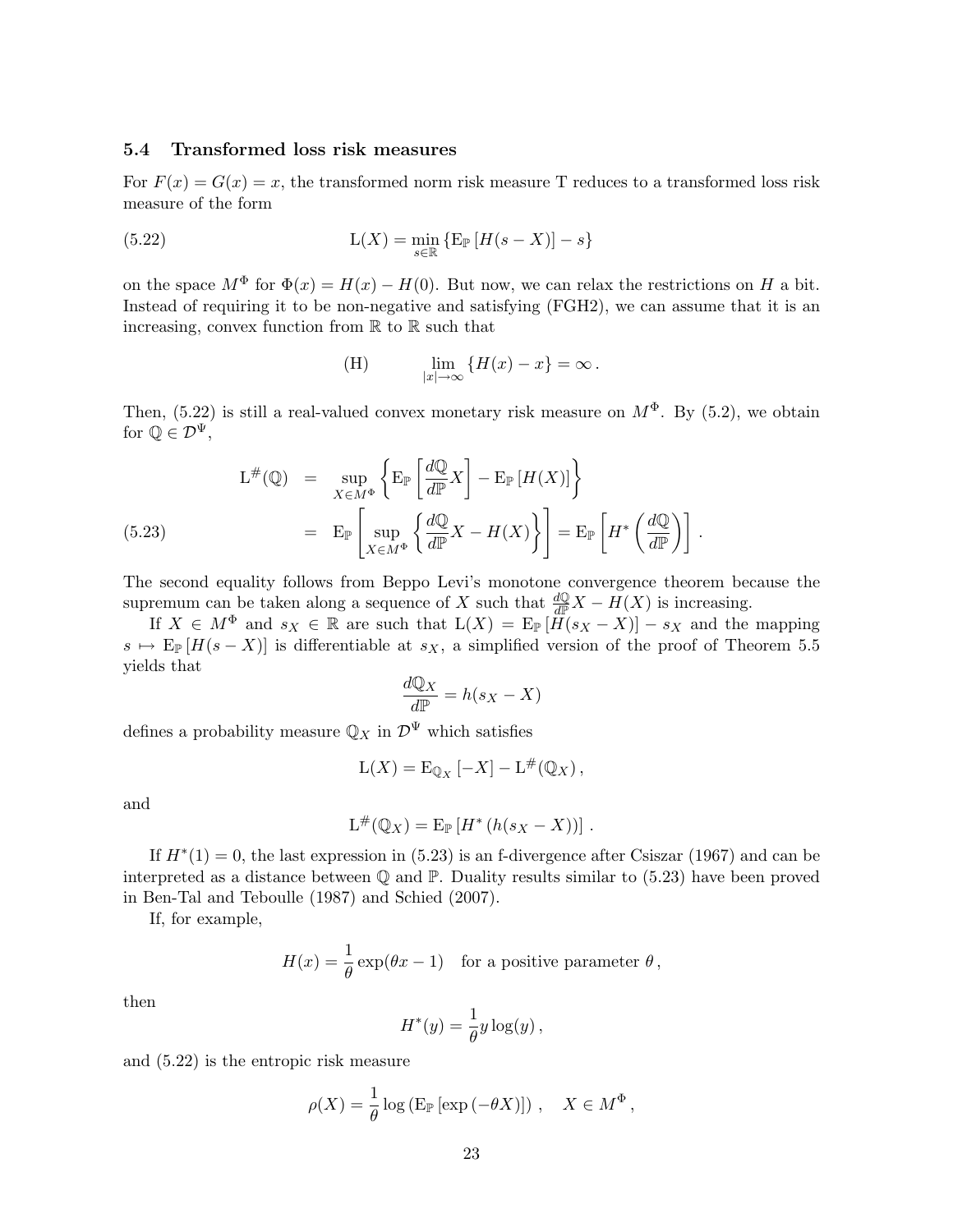### 5.4 Transformed loss risk measures

For $F(x) = G(x) = x$, the transformed norm risk measure T reduces to a transformed loss risk measure of the form

$$
\mathrm{L}(X) = \min_{s \in \mathbb{R}} \left\{ \mathrm{E}_{\mathbb{P}} \left[ H(s - X) \right] - s \right\} \tag{5.22}
$$

on the space $M^\Phi$ for $\Phi(x) = H(x) - H(0)$. But now, we can relax the restrictions on $H$ a bit. Instead of requiring it to be non-negative and satisfying (FGH2), we can assume that it is an increasing, convex function from $\mathbb{R}$ to $\mathbb{R}$ such that

$$
\text{(H)} \qquad \lim_{|x| \to \infty} \left\{ H(x) - x \right\} = \infty \,.
$$

Then, (5.22) is still a real-valued convex monetary risk measure on $M^\Phi$. By (5.2), we obtain for $\mathbb{Q} \in \mathcal{D}^\Psi$,

$$
\begin{aligned}
\mathrm{L}^{\#}(\mathbb{Q}) &= \sup_{X \in M^\Phi} \left\{ \mathrm{E}_{\mathbb{P}} \left[ \frac{d\mathbb{Q}}{d\mathbb{P}} X \right] - \mathrm{E}_{\mathbb{P}} \left[ H(X) \right] \right\} \\
&= \mathrm{E}_{\mathbb{P}} \left[ \sup_{X \in M^\Phi} \left\{ \frac{d\mathbb{Q}}{d\mathbb{P}} X - H(X) \right\} \right] = \mathrm{E}_{\mathbb{P}} \left[ H^* \left( \frac{d\mathbb{Q}}{d\mathbb{P}} \right) \right] .
\end{aligned} \tag{5.23}
$$

The second equality follows from Beppo Levi's monotone convergence theorem because the supremum can be taken along a sequence of $X$ such that $\frac{d\mathbb{Q}}{d\mathbb{P}} X - H(X)$ is increasing.

If $X \in M^\Phi$ and $s_X \in \mathbb{R}$ are such that $\mathrm{L}(X) = \mathrm{E}_{\mathbb{P}} \left[ H(s_X - X) \right] - s_X$ and the mapping $s \mapsto \mathrm{E}_{\mathbb{P}} \left[ H(s - X) \right]$ is differentiable at $s_X$, a simplified version of the proof of Theorem 5.5 yields that

$$
\frac{d\mathbb{Q}_X}{d\mathbb{P}} = h(s_X - X)
$$

defines a probability measure $\mathbb{Q}_X$ in $\mathcal{D}^\Psi$ which satisfies

$$
\mathrm{L}(X) = \mathrm{E}_{\mathbb{Q}_X} \left[ -X \right] - \mathrm{L}^{\#}(\mathbb{Q}_X) \,,
$$

and

$$
\mathrm{L}^{\#}(\mathbb{Q}_X) = \mathrm{E}_{\mathbb{P}} \left[ H^* \left( h(s_X - X) \right) \right] .
$$

If $H^*(1) = 0$, the last expression in (5.23) is an f-divergence after Csiszar (1967) and can be interpreted as a distance between $\mathbb{Q}$ and $\mathbb{P}$. Duality results similar to (5.23) have been proved in Ben-Tal and Teboulle (1987) and Schied (2007).

If, for example,

$$
H(x) = \frac{1}{\theta} \exp(\theta x - 1) \quad \text{for a positive parameter } \theta \,,
$$

then

$$
H^*(y) = \frac{1}{\theta} y \log(y) \,,
$$

and (5.22) is the entropic risk measure

$$
\rho(X) = \frac{1}{\theta} \log \left( \mathrm{E}_{\mathbb{P}} \left[ \exp\left( -\theta X \right) \right] \right) , \quad X \in M^\Phi \,,
$$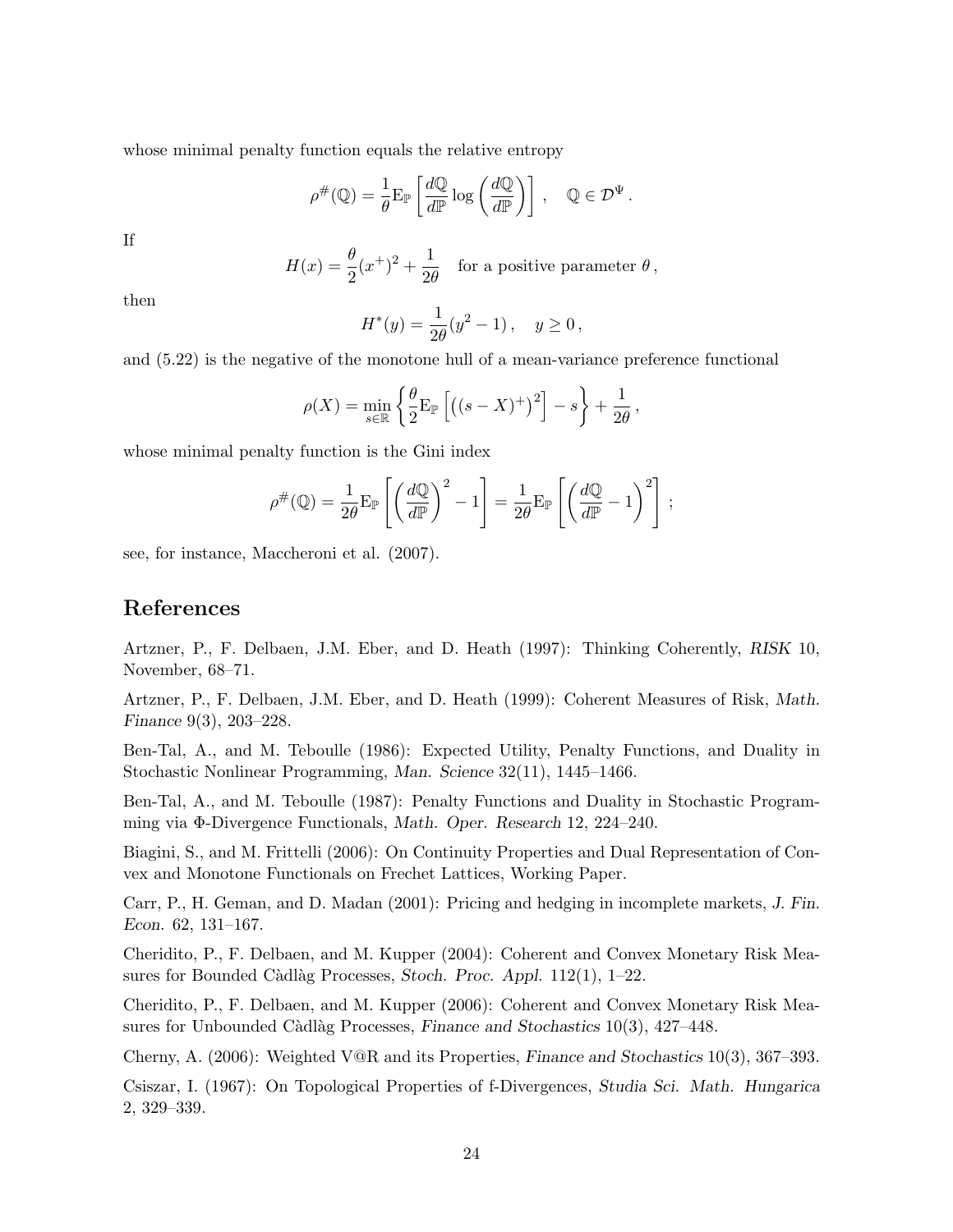whose minimal penalty function equals the relative entropy

$$\rho^{\#}(\mathbb{Q}) = \frac{1}{\theta}\mathrm{E}_{\mathbb{P}}\left[\frac{d\mathbb{Q}}{d\mathbb{P}}\log\left(\frac{d\mathbb{Q}}{d\mathbb{P}}\right)\right], \quad \mathbb{Q} \in \mathcal{D}^{\Psi}.$$

If

$$H(x) = \frac{\theta}{2}(x^+)^2 + \frac{1}{2\theta} \quad \text{for a positive parameter } \theta,$$

then

$$H^*(y) = \frac{1}{2\theta}(y^2 - 1), \quad y \geq 0,$$

and (5.22) is the negative of the monotone hull of a mean-variance preference functional

$$\rho(X) = \min_{s\in\mathbb{R}}\left\{\frac{\theta}{2}\mathrm{E}_{\mathbb{P}}\left[\left((s-X)^+\right)^2\right] - s\right\} + \frac{1}{2\theta},$$

whose minimal penalty function is the Gini index

$$\rho^{\#}(\mathbb{Q}) = \frac{1}{2\theta}\mathrm{E}_{\mathbb{P}}\left[\left(\frac{d\mathbb{Q}}{d\mathbb{P}}\right)^2 - 1\right] = \frac{1}{2\theta}\mathrm{E}_{\mathbb{P}}\left[\left(\frac{d\mathbb{Q}}{d\mathbb{P}} - 1\right)^2\right];$$

see, for instance, Maccheroni et al. (2007).

## References

Artzner, P., F. Delbaen, J.M. Eber, and D. Heath (1997): Thinking Coherently, *RISK* 10, November, 68–71.

Artzner, P., F. Delbaen, J.M. Eber, and D. Heath (1999): Coherent Measures of Risk, *Math. Finance* 9(3), 203–228.

Ben-Tal, A., and M. Teboulle (1986): Expected Utility, Penalty Functions, and Duality in Stochastic Nonlinear Programming, *Man. Science* 32(11), 1445–1466.

Ben-Tal, A., and M. Teboulle (1987): Penalty Functions and Duality in Stochastic Programming via Φ-Divergence Functionals, *Math. Oper. Research* 12, 224–240.

Biagini, S., and M. Frittelli (2006): On Continuity Properties and Dual Representation of Convex and Monotone Functionals on Frechet Lattices, Working Paper.

Carr, P., H. Geman, and D. Madan (2001): Pricing and hedging in incomplete markets, *J. Fin. Econ.* 62, 131–167.

Cheridito, P., F. Delbaen, and M. Kupper (2004): Coherent and Convex Monetary Risk Measures for Bounded Càdlàg Processes, *Stoch. Proc. Appl.* 112(1), 1–22.

Cheridito, P., F. Delbaen, and M. Kupper (2006): Coherent and Convex Monetary Risk Measures for Unbounded Càdlàg Processes, *Finance and Stochastics* 10(3), 427–448.

Cherny, A. (2006): Weighted V@R and its Properties, *Finance and Stochastics* 10(3), 367–393.

Csiszar, I. (1967): On Topological Properties of f-Divergences, *Studia Sci. Math. Hungarica* 2, 329–339.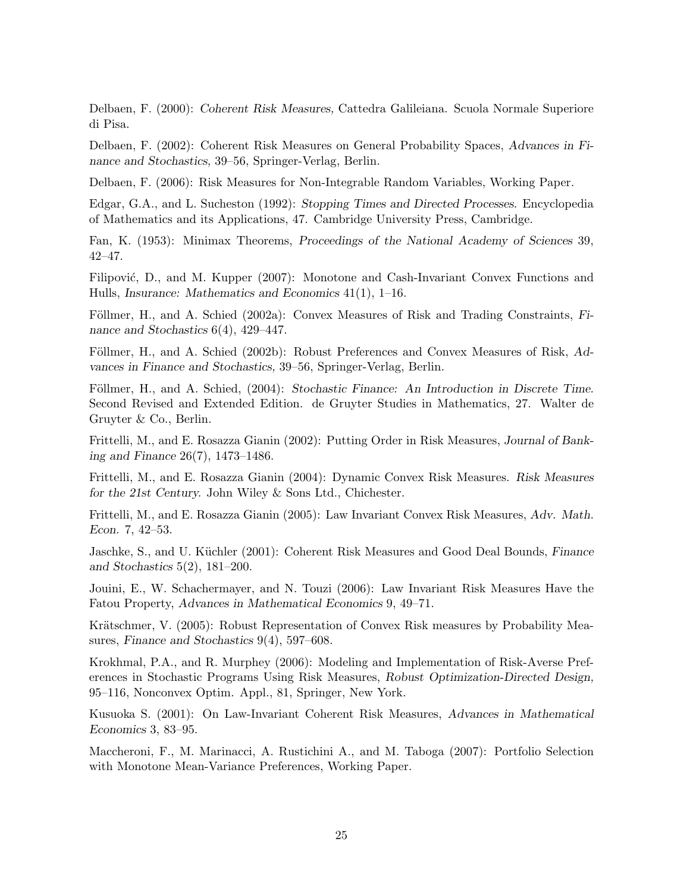Delbaen, F. (2000): *Coherent Risk Measures*, Cattedra Galileiana. Scuola Normale Superiore di Pisa.

Delbaen, F. (2002): Coherent Risk Measures on General Probability Spaces, *Advances in Finance and Stochastics*, 39–56, Springer-Verlag, Berlin.

Delbaen, F. (2006): Risk Measures for Non-Integrable Random Variables, Working Paper.

Edgar, G.A., and L. Sucheston (1992): *Stopping Times and Directed Processes*. Encyclopedia of Mathematics and its Applications, 47. Cambridge University Press, Cambridge.

Fan, K. (1953): Minimax Theorems, *Proceedings of the National Academy of Sciences* 39, 42–47.

Filipović, D., and M. Kupper (2007): Monotone and Cash-Invariant Convex Functions and Hulls, *Insurance: Mathematics and Economics* 41(1), 1–16.

Föllmer, H., and A. Schied (2002a): Convex Measures of Risk and Trading Constraints, *Finance and Stochastics* 6(4), 429–447.

Föllmer, H., and A. Schied (2002b): Robust Preferences and Convex Measures of Risk, *Advances in Finance and Stochastics*, 39–56, Springer-Verlag, Berlin.

Föllmer, H., and A. Schied, (2004): *Stochastic Finance: An Introduction in Discrete Time*. Second Revised and Extended Edition. de Gruyter Studies in Mathematics, 27. Walter de Gruyter & Co., Berlin.

Frittelli, M., and E. Rosazza Gianin (2002): Putting Order in Risk Measures, *Journal of Banking and Finance* 26(7), 1473–1486.

Frittelli, M., and E. Rosazza Gianin (2004): Dynamic Convex Risk Measures. *Risk Measures for the 21st Century*. John Wiley & Sons Ltd., Chichester.

Frittelli, M., and E. Rosazza Gianin (2005): Law Invariant Convex Risk Measures, *Adv. Math. Econ.* 7, 42–53.

Jaschke, S., and U. Küchler (2001): Coherent Risk Measures and Good Deal Bounds, *Finance and Stochastics* 5(2), 181–200.

Jouini, E., W. Schachermayer, and N. Touzi (2006): Law Invariant Risk Measures Have the Fatou Property, *Advances in Mathematical Economics* 9, 49–71.

Krätschmer, V. (2005): Robust Representation of Convex Risk measures by Probability Measures, *Finance and Stochastics* 9(4), 597–608.

Krokhmal, P.A., and R. Murphey (2006): Modeling and Implementation of Risk-Averse Preferences in Stochastic Programs Using Risk Measures, *Robust Optimization-Directed Design*, 95–116, Nonconvex Optim. Appl., 81, Springer, New York.

Kusuoka S. (2001): On Law-Invariant Coherent Risk Measures, *Advances in Mathematical Economics* 3, 83–95.

Maccheroni, F., M. Marinacci, A. Rustichini A., and M. Taboga (2007): Portfolio Selection with Monotone Mean-Variance Preferences, Working Paper.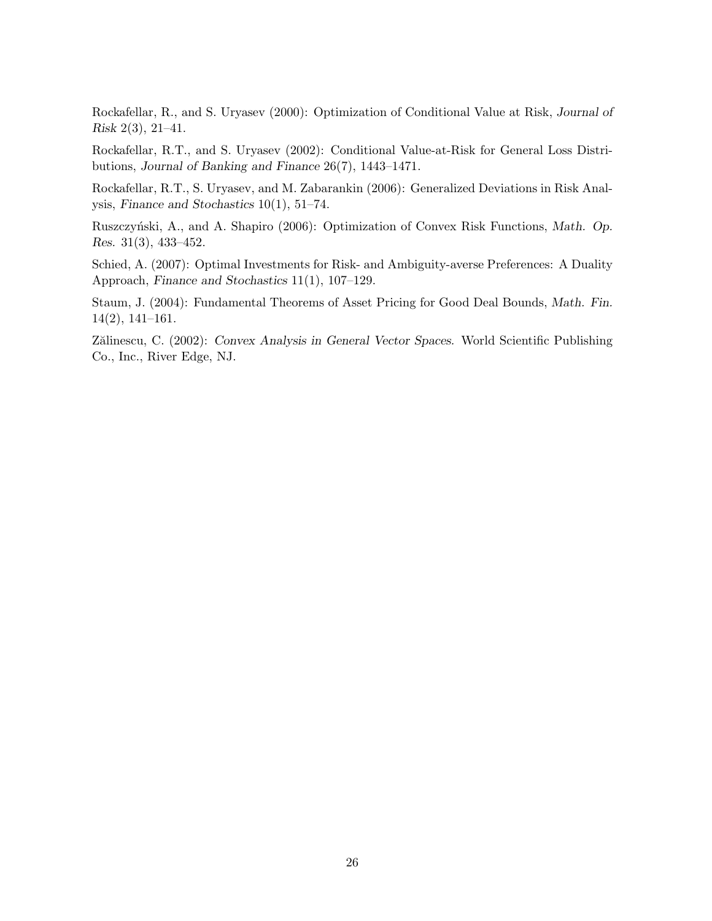Rockafellar, R., and S. Uryasev (2000): Optimization of Conditional Value at Risk, *Journal of Risk* 2(3), 21–41.

Rockafellar, R.T., and S. Uryasev (2002): Conditional Value-at-Risk for General Loss Distributions, *Journal of Banking and Finance* 26(7), 1443–1471.

Rockafellar, R.T., S. Uryasev, and M. Zabarankin (2006): Generalized Deviations in Risk Analysis, *Finance and Stochastics* 10(1), 51–74.

Ruszczyński, A., and A. Shapiro (2006): Optimization of Convex Risk Functions, *Math. Op. Res.* 31(3), 433–452.

Schied, A. (2007): Optimal Investments for Risk- and Ambiguity-averse Preferences: A Duality Approach, *Finance and Stochastics* 11(1), 107–129.

Staum, J. (2004): Fundamental Theorems of Asset Pricing for Good Deal Bounds, *Math. Fin.* 14(2), 141–161.

Zălinescu, C. (2002): *Convex Analysis in General Vector Spaces.* World Scientific Publishing Co., Inc., River Edge, NJ.